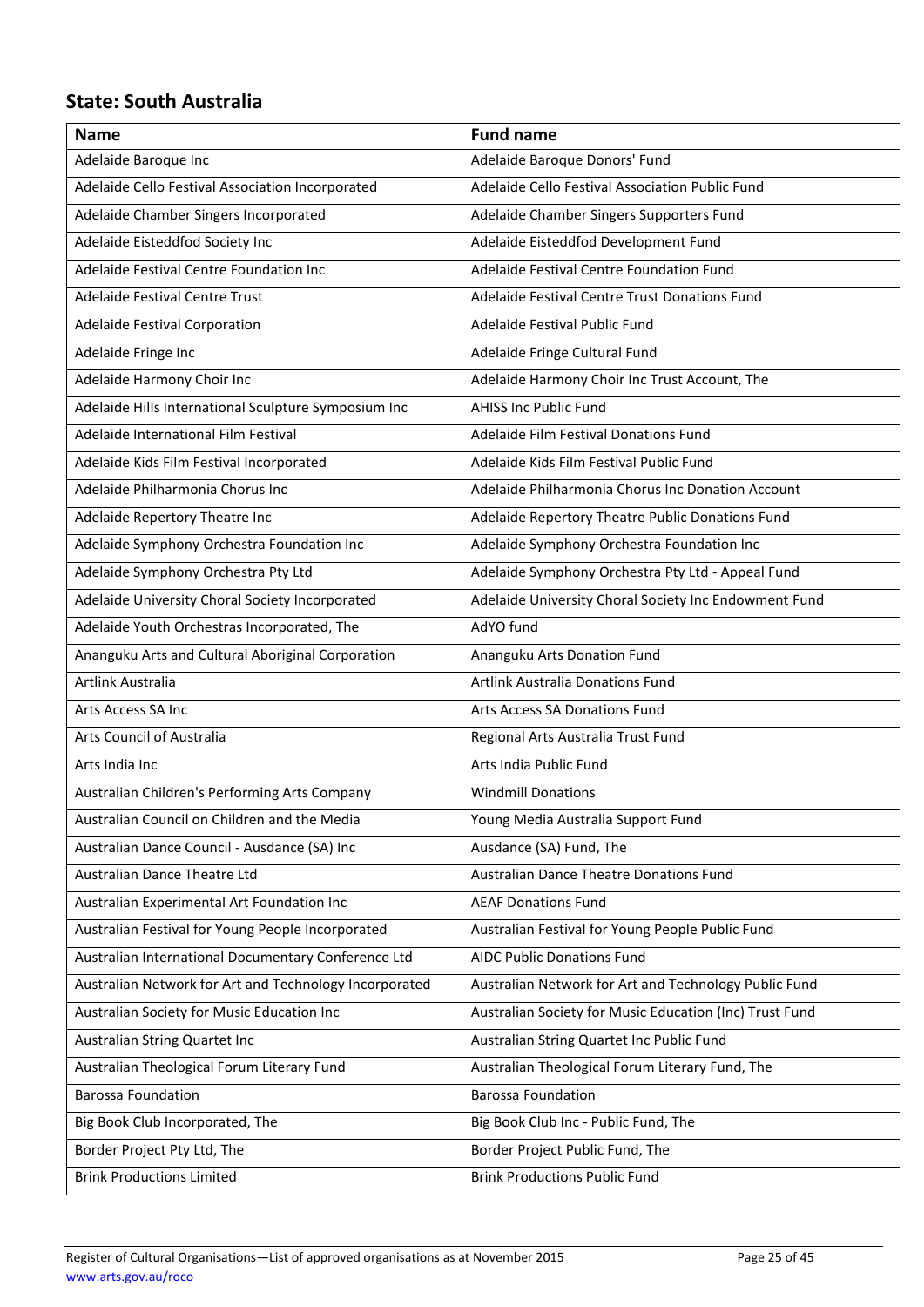## State: South Australia

| Name | Fund name |
|---|---|
| Adelaide Baroque Inc | Adelaide Baroque Donors' Fund |
| Adelaide Cello Festival Association Incorporated | Adelaide Cello Festival Association Public Fund |
| Adelaide Chamber Singers Incorporated | Adelaide Chamber Singers Supporters Fund |
| Adelaide Eisteddfod Society Inc | Adelaide Eisteddfod Development Fund |
| Adelaide Festival Centre Foundation Inc | Adelaide Festival Centre Foundation Fund |
| Adelaide Festival Centre Trust | Adelaide Festival Centre Trust Donations Fund |
| Adelaide Festival Corporation | Adelaide Festival Public Fund |
| Adelaide Fringe Inc | Adelaide Fringe Cultural Fund |
| Adelaide Harmony Choir Inc | Adelaide Harmony Choir Inc Trust Account, The |
| Adelaide Hills International Sculpture Symposium Inc | AHISS Inc Public Fund |
| Adelaide International Film Festival | Adelaide Film Festival Donations Fund |
| Adelaide Kids Film Festival Incorporated | Adelaide Kids Film Festival Public Fund |
| Adelaide Philharmonia Chorus Inc | Adelaide Philharmonia Chorus Inc Donation Account |
| Adelaide Repertory Theatre Inc | Adelaide Repertory Theatre Public Donations Fund |
| Adelaide Symphony Orchestra Foundation Inc | Adelaide Symphony Orchestra Foundation Inc |
| Adelaide Symphony Orchestra Pty Ltd | Adelaide Symphony Orchestra Pty Ltd - Appeal Fund |
| Adelaide University Choral Society Incorporated | Adelaide University Choral Society Inc Endowment Fund |
| Adelaide Youth Orchestras Incorporated, The | AdYO fund |
| Ananguku Arts and Cultural Aboriginal Corporation | Ananguku Arts Donation Fund |
| Artlink Australia | Artlink Australia Donations Fund |
| Arts Access SA Inc | Arts Access SA Donations Fund |
| Arts Council of Australia | Regional Arts Australia Trust Fund |
| Arts India Inc | Arts India Public Fund |
| Australian Children's Performing Arts Company | Windmill Donations |
| Australian Council on Children and the Media | Young Media Australia Support Fund |
| Australian Dance Council - Ausdance (SA) Inc | Ausdance (SA) Fund, The |
| Australian Dance Theatre Ltd | Australian Dance Theatre Donations Fund |
| Australian Experimental Art Foundation Inc | AEAF Donations Fund |
| Australian Festival for Young People Incorporated | Australian Festival for Young People Public Fund |
| Australian International Documentary Conference Ltd | AIDC Public Donations Fund |
| Australian Network for Art and Technology Incorporated | Australian Network for Art and Technology Public Fund |
| Australian Society for Music Education Inc | Australian Society for Music Education (Inc) Trust Fund |
| Australian String Quartet Inc | Australian String Quartet Inc Public Fund |
| Australian Theological Forum Literary Fund | Australian Theological Forum Literary Fund, The |
| Barossa Foundation | Barossa Foundation |
| Big Book Club Incorporated, The | Big Book Club Inc - Public Fund, The |
| Border Project Pty Ltd, The | Border Project Public Fund, The |
| Brink Productions Limited | Brink Productions Public Fund |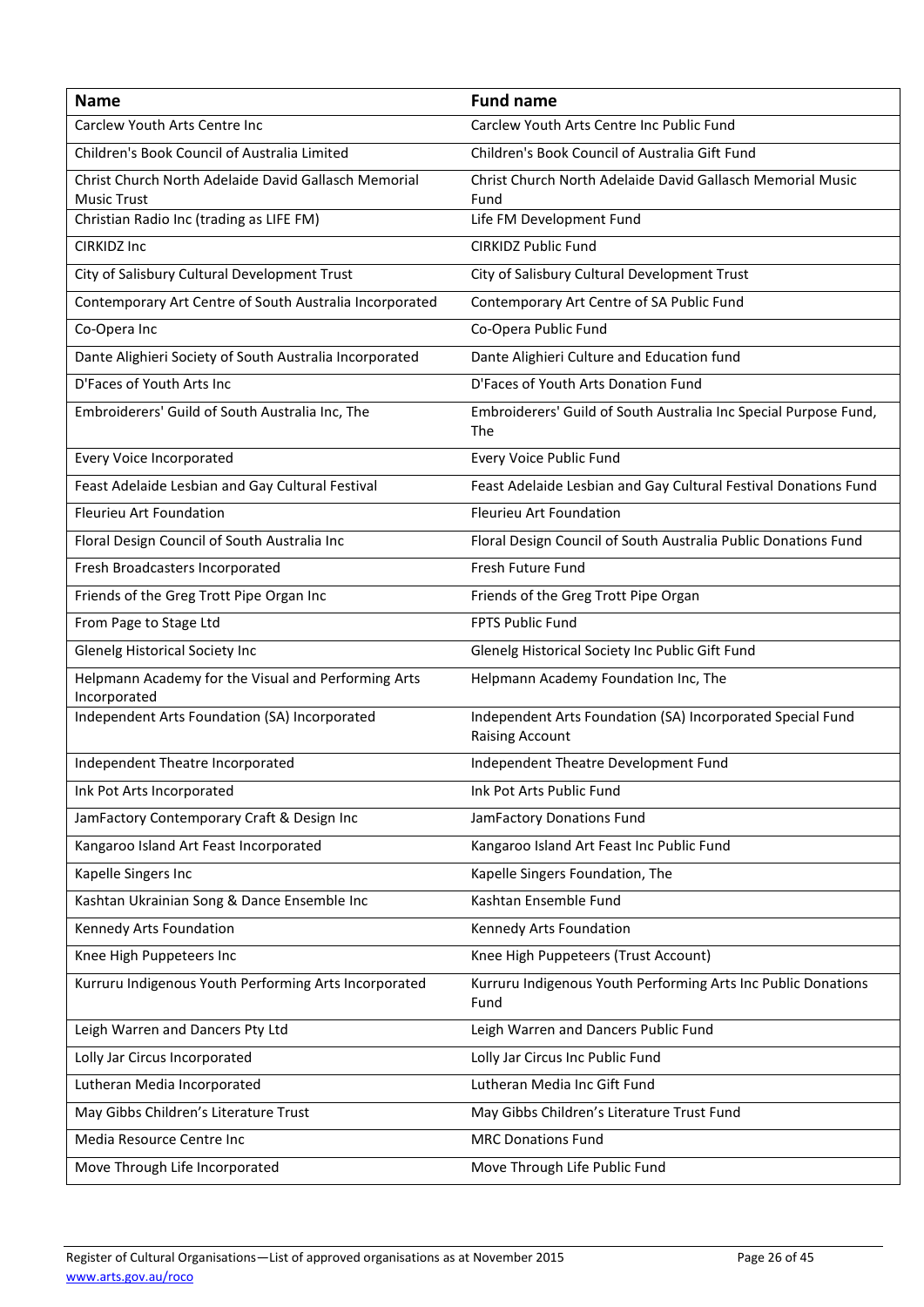| Name | Fund name |
|---|---|
| Carclew Youth Arts Centre Inc | Carclew Youth Arts Centre Inc Public Fund |
| Children's Book Council of Australia Limited | Children's Book Council of Australia Gift Fund |
| Christ Church North Adelaide David Gallasch Memorial Music Trust | Christ Church North Adelaide David Gallasch Memorial Music Fund |
| Christian Radio Inc (trading as LIFE FM) | Life FM Development Fund |
| CIRKIDZ Inc | CIRKIDZ Public Fund |
| City of Salisbury Cultural Development Trust | City of Salisbury Cultural Development Trust |
| Contemporary Art Centre of South Australia Incorporated | Contemporary Art Centre of SA Public Fund |
| Co-Opera Inc | Co-Opera Public Fund |
| Dante Alighieri Society of South Australia Incorporated | Dante Alighieri Culture and Education fund |
| D'Faces of Youth Arts Inc | D'Faces of Youth Arts Donation Fund |
| Embroiderers' Guild of South Australia Inc, The | Embroiderers' Guild of South Australia Inc Special Purpose Fund, The |
| Every Voice Incorporated | Every Voice Public Fund |
| Feast Adelaide Lesbian and Gay Cultural Festival | Feast Adelaide Lesbian and Gay Cultural Festival Donations Fund |
| Fleurieu Art Foundation | Fleurieu Art Foundation |
| Floral Design Council of South Australia Inc | Floral Design Council of South Australia Public Donations Fund |
| Fresh Broadcasters Incorporated | Fresh Future Fund |
| Friends of the Greg Trott Pipe Organ Inc | Friends of the Greg Trott Pipe Organ |
| From Page to Stage Ltd | FPTS Public Fund |
| Glenelg Historical Society Inc | Glenelg Historical Society Inc Public Gift Fund |
| Helpmann Academy for the Visual and Performing Arts Incorporated | Helpmann Academy Foundation Inc, The |
| Independent Arts Foundation (SA) Incorporated | Independent Arts Foundation (SA) Incorporated Special Fund Raising Account |
| Independent Theatre Incorporated | Independent Theatre Development Fund |
| Ink Pot Arts Incorporated | Ink Pot Arts Public Fund |
| JamFactory Contemporary Craft & Design Inc | JamFactory Donations Fund |
| Kangaroo Island Art Feast Incorporated | Kangaroo Island Art Feast Inc Public Fund |
| Kapelle Singers Inc | Kapelle Singers Foundation, The |
| Kashtan Ukrainian Song & Dance Ensemble Inc | Kashtan Ensemble Fund |
| Kennedy Arts Foundation | Kennedy Arts Foundation |
| Knee High Puppeteers Inc | Knee High Puppeteers (Trust Account) |
| Kurruru Indigenous Youth Performing Arts Incorporated | Kurruru Indigenous Youth Performing Arts Inc Public Donations Fund |
| Leigh Warren and Dancers Pty Ltd | Leigh Warren and Dancers Public Fund |
| Lolly Jar Circus Incorporated | Lolly Jar Circus Inc Public Fund |
| Lutheran Media Incorporated | Lutheran Media Inc Gift Fund |
| May Gibbs Children's Literature Trust | May Gibbs Children's Literature Trust Fund |
| Media Resource Centre Inc | MRC Donations Fund |
| Move Through Life Incorporated | Move Through Life Public Fund |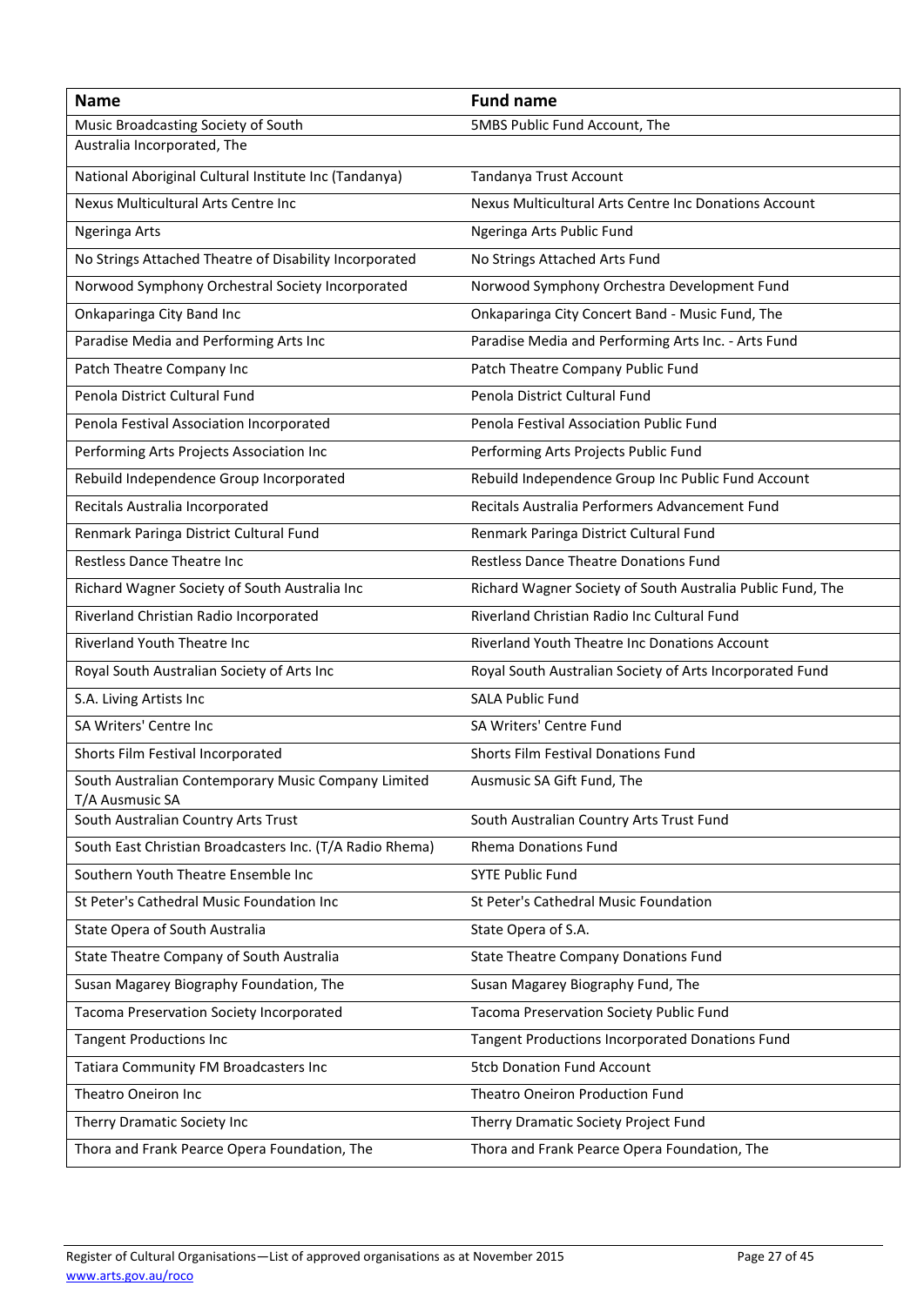| Name | Fund name |
| --- | --- |
| Music Broadcasting Society of South Australia Incorporated, The | 5MBS Public Fund Account, The |
| National Aboriginal Cultural Institute Inc (Tandanya) | Tandanya Trust Account |
| Nexus Multicultural Arts Centre Inc | Nexus Multicultural Arts Centre Inc Donations Account |
| Ngeringa Arts | Ngeringa Arts Public Fund |
| No Strings Attached Theatre of Disability Incorporated | No Strings Attached Arts Fund |
| Norwood Symphony Orchestral Society Incorporated | Norwood Symphony Orchestra Development Fund |
| Onkaparinga City Band Inc | Onkaparinga City Concert Band - Music Fund, The |
| Paradise Media and Performing Arts Inc | Paradise Media and Performing Arts Inc. - Arts Fund |
| Patch Theatre Company Inc | Patch Theatre Company Public Fund |
| Penola District Cultural Fund | Penola District Cultural Fund |
| Penola Festival Association Incorporated | Penola Festival Association Public Fund |
| Performing Arts Projects Association Inc | Performing Arts Projects Public Fund |
| Rebuild Independence Group Incorporated | Rebuild Independence Group Inc Public Fund Account |
| Recitals Australia Incorporated | Recitals Australia Performers Advancement Fund |
| Renmark Paringa District Cultural Fund | Renmark Paringa District Cultural Fund |
| Restless Dance Theatre Inc | Restless Dance Theatre Donations Fund |
| Richard Wagner Society of South Australia Inc | Richard Wagner Society of South Australia Public Fund, The |
| Riverland Christian Radio Incorporated | Riverland Christian Radio Inc Cultural Fund |
| Riverland Youth Theatre Inc | Riverland Youth Theatre Inc Donations Account |
| Royal South Australian Society of Arts Inc | Royal South Australian Society of Arts Incorporated Fund |
| S.A. Living Artists Inc | SALA Public Fund |
| SA Writers' Centre Inc | SA Writers' Centre Fund |
| Shorts Film Festival Incorporated | Shorts Film Festival Donations Fund |
| South Australian Contemporary Music Company Limited T/A Ausmusic SA | Ausmusic SA Gift Fund, The |
| South Australian Country Arts Trust | South Australian Country Arts Trust Fund |
| South East Christian Broadcasters Inc. (T/A Radio Rhema) | Rhema Donations Fund |
| Southern Youth Theatre Ensemble Inc | SYTE Public Fund |
| St Peter's Cathedral Music Foundation Inc | St Peter's Cathedral Music Foundation |
| State Opera of South Australia | State Opera of S.A. |
| State Theatre Company of South Australia | State Theatre Company Donations Fund |
| Susan Magarey Biography Foundation, The | Susan Magarey Biography Fund, The |
| Tacoma Preservation Society Incorporated | Tacoma Preservation Society Public Fund |
| Tangent Productions Inc | Tangent Productions Incorporated Donations Fund |
| Tatiara Community FM Broadcasters Inc | 5tcb Donation Fund Account |
| Theatro Oneiron Inc | Theatro Oneiron Production Fund |
| Therry Dramatic Society Inc | Therry Dramatic Society Project Fund |
| Thora and Frank Pearce Opera Foundation, The | Thora and Frank Pearce Opera Foundation, The |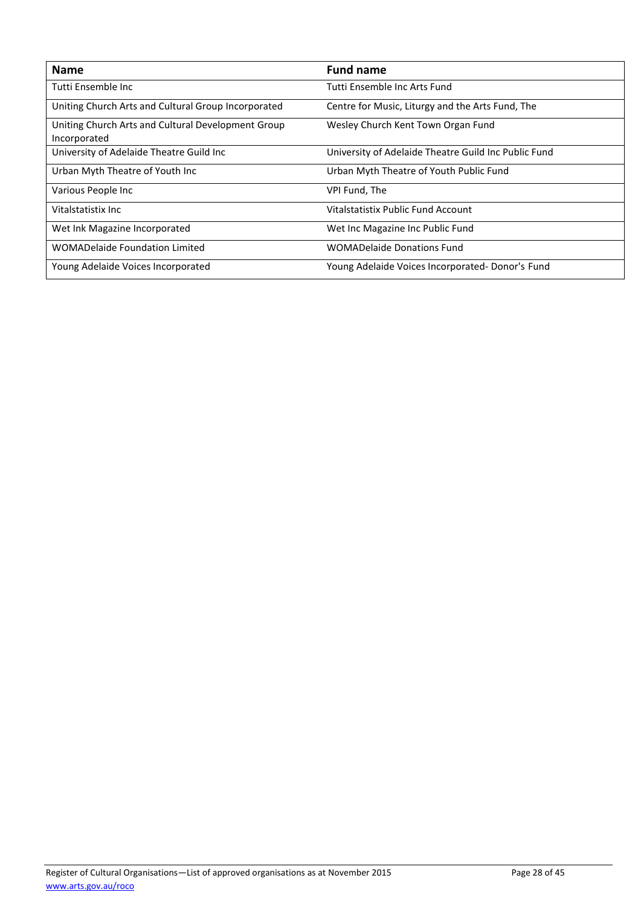| Name | Fund name |
| --- | --- |
| Tutti Ensemble Inc | Tutti Ensemble Inc Arts Fund |
| Uniting Church Arts and Cultural Group Incorporated | Centre for Music, Liturgy and the Arts Fund, The |
| Uniting Church Arts and Cultural Development Group Incorporated | Wesley Church Kent Town Organ Fund |
| University of Adelaide Theatre Guild Inc | University of Adelaide Theatre Guild Inc Public Fund |
| Urban Myth Theatre of Youth Inc | Urban Myth Theatre of Youth Public Fund |
| Various People Inc | VPI Fund, The |
| Vitalstatistix Inc | Vitalstatistix Public Fund Account |
| Wet Ink Magazine Incorporated | Wet Inc Magazine Inc Public Fund |
| WOMADelaide Foundation Limited | WOMADelaide Donations Fund |
| Young Adelaide Voices Incorporated | Young Adelaide Voices Incorporated- Donor's Fund |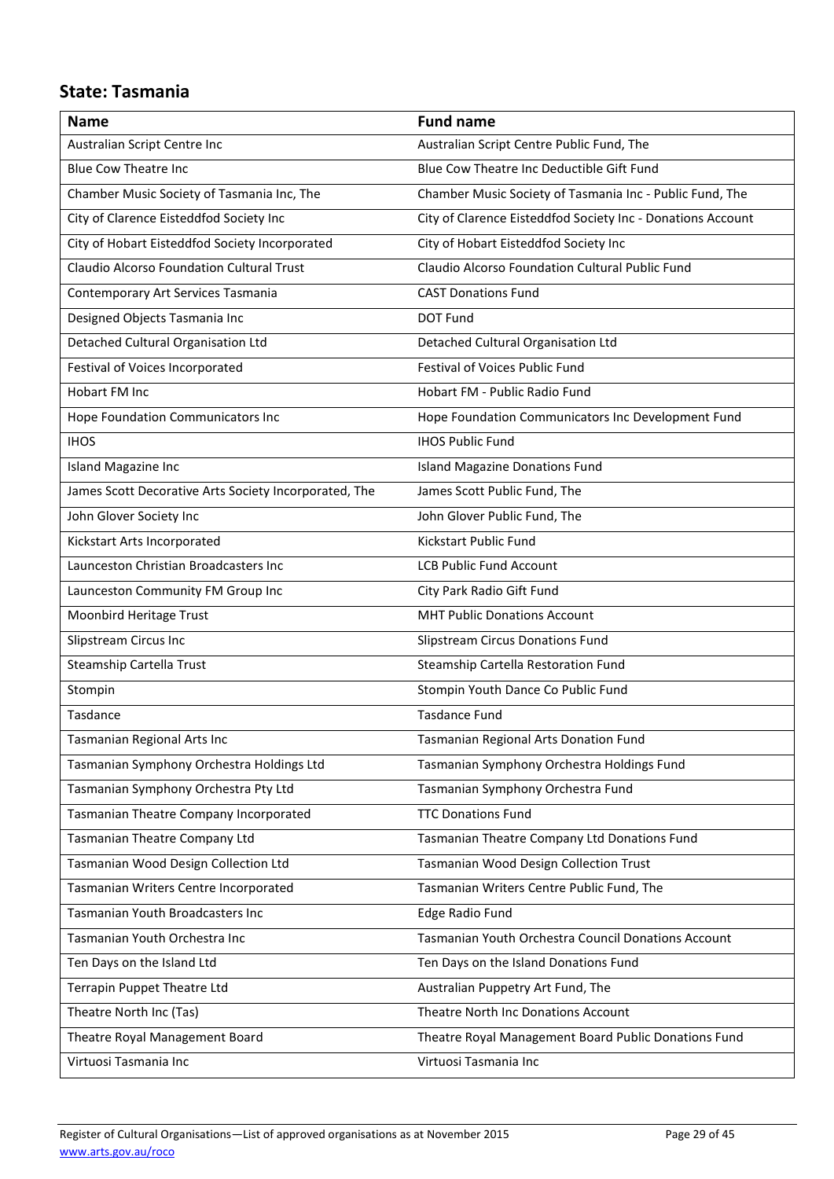## State: Tasmania

| Name | Fund name |
| --- | --- |
| Australian Script Centre Inc | Australian Script Centre Public Fund, The |
| Blue Cow Theatre Inc | Blue Cow Theatre Inc Deductible Gift Fund |
| Chamber Music Society of Tasmania Inc, The | Chamber Music Society of Tasmania Inc - Public Fund, The |
| City of Clarence Eisteddfod Society Inc | City of Clarence Eisteddfod Society Inc - Donations Account |
| City of Hobart Eisteddfod Society Incorporated | City of Hobart Eisteddfod Society Inc |
| Claudio Alcorso Foundation Cultural Trust | Claudio Alcorso Foundation Cultural Public Fund |
| Contemporary Art Services Tasmania | CAST Donations Fund |
| Designed Objects Tasmania Inc | DOT Fund |
| Detached Cultural Organisation Ltd | Detached Cultural Organisation Ltd |
| Festival of Voices Incorporated | Festival of Voices Public Fund |
| Hobart FM Inc | Hobart FM - Public Radio Fund |
| Hope Foundation Communicators Inc | Hope Foundation Communicators Inc Development Fund |
| IHOS | IHOS Public Fund |
| Island Magazine Inc | Island Magazine Donations Fund |
| James Scott Decorative Arts Society Incorporated, The | James Scott Public Fund, The |
| John Glover Society Inc | John Glover Public Fund, The |
| Kickstart Arts Incorporated | Kickstart Public Fund |
| Launceston Christian Broadcasters Inc | LCB Public Fund Account |
| Launceston Community FM Group Inc | City Park Radio Gift Fund |
| Moonbird Heritage Trust | MHT Public Donations Account |
| Slipstream Circus Inc | Slipstream Circus Donations Fund |
| Steamship Cartella Trust | Steamship Cartella Restoration Fund |
| Stompin | Stompin Youth Dance Co Public Fund |
| Tasdance | Tasdance Fund |
| Tasmanian Regional Arts Inc | Tasmanian Regional Arts Donation Fund |
| Tasmanian Symphony Orchestra Holdings Ltd | Tasmanian Symphony Orchestra Holdings Fund |
| Tasmanian Symphony Orchestra Pty Ltd | Tasmanian Symphony Orchestra Fund |
| Tasmanian Theatre Company Incorporated | TTC Donations Fund |
| Tasmanian Theatre Company Ltd | Tasmanian Theatre Company Ltd Donations Fund |
| Tasmanian Wood Design Collection Ltd | Tasmanian Wood Design Collection Trust |
| Tasmanian Writers Centre Incorporated | Tasmanian Writers Centre Public Fund, The |
| Tasmanian Youth Broadcasters Inc | Edge Radio Fund |
| Tasmanian Youth Orchestra Inc | Tasmanian Youth Orchestra Council Donations Account |
| Ten Days on the Island Ltd | Ten Days on the Island Donations Fund |
| Terrapin Puppet Theatre Ltd | Australian Puppetry Art Fund, The |
| Theatre North Inc (Tas) | Theatre North Inc Donations Account |
| Theatre Royal Management Board | Theatre Royal Management Board Public Donations Fund |
| Virtuosi Tasmania Inc | Virtuosi Tasmania Inc |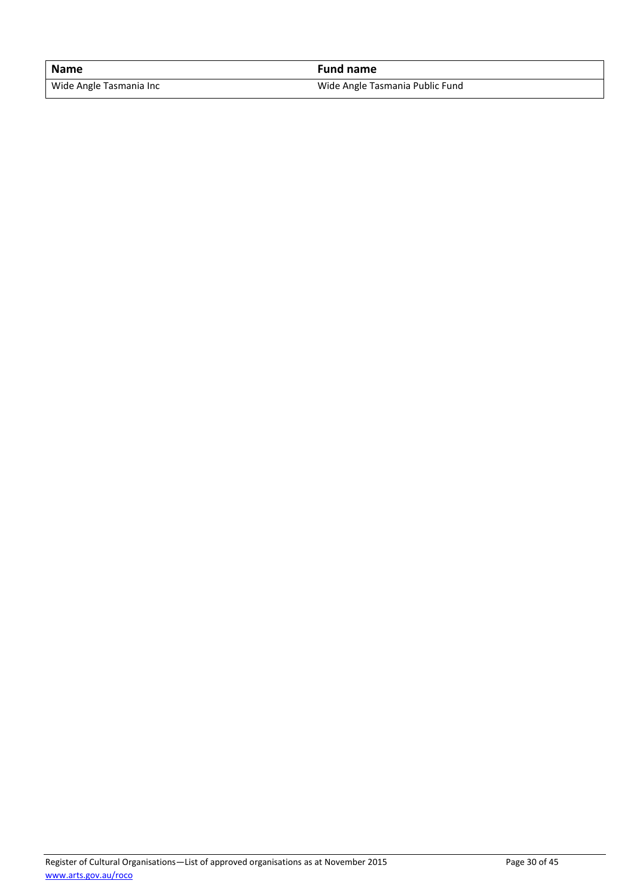| Name | Fund name |
|---|---|
| Wide Angle Tasmania Inc | Wide Angle Tasmania Public Fund |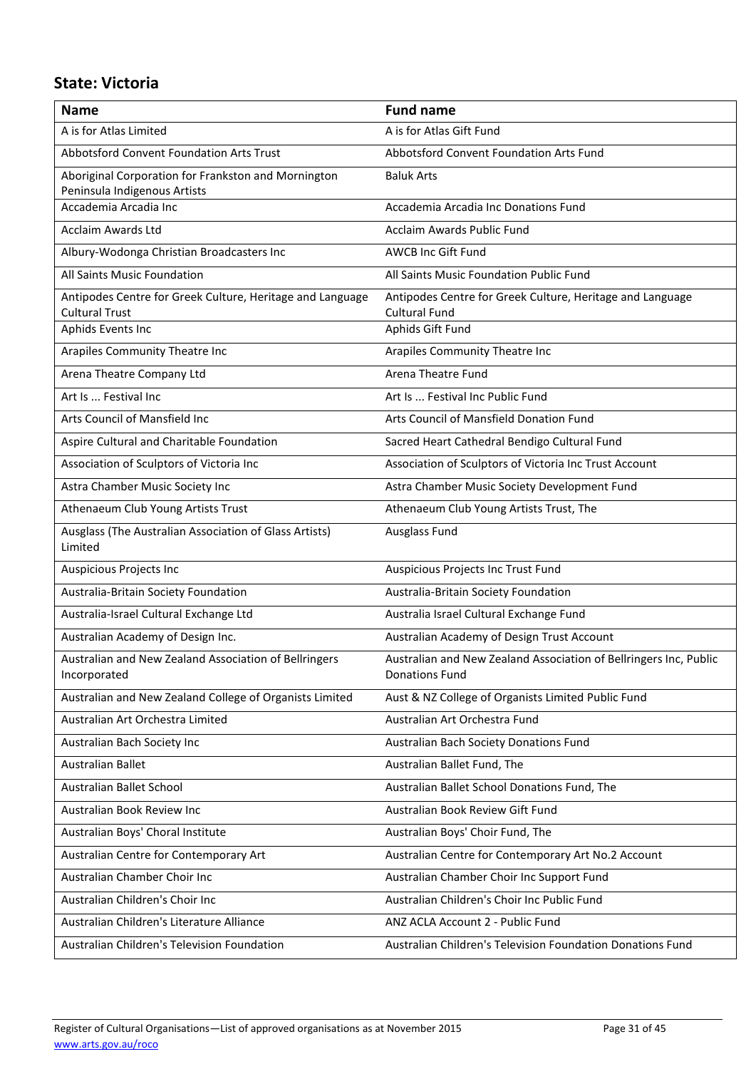## State: Victoria

| Name | Fund name |
| --- | --- |
| A is for Atlas Limited | A is for Atlas Gift Fund |
| Abbotsford Convent Foundation Arts Trust | Abbotsford Convent Foundation Arts Fund |
| Aboriginal Corporation for Frankston and Mornington Peninsula Indigenous Artists | Baluk Arts |
| Accademia Arcadia Inc | Accademia Arcadia Inc Donations Fund |
| Acclaim Awards Ltd | Acclaim Awards Public Fund |
| Albury-Wodonga Christian Broadcasters Inc | AWCB Inc Gift Fund |
| All Saints Music Foundation | All Saints Music Foundation Public Fund |
| Antipodes Centre for Greek Culture, Heritage and Language Cultural Trust | Antipodes Centre for Greek Culture, Heritage and Language Cultural Fund |
| Aphids Events Inc | Aphids Gift Fund |
| Arapiles Community Theatre Inc | Arapiles Community Theatre Inc |
| Arena Theatre Company Ltd | Arena Theatre Fund |
| Art Is ... Festival Inc | Art Is ... Festival Inc Public Fund |
| Arts Council of Mansfield Inc | Arts Council of Mansfield Donation Fund |
| Aspire Cultural and Charitable Foundation | Sacred Heart Cathedral Bendigo Cultural Fund |
| Association of Sculptors of Victoria Inc | Association of Sculptors of Victoria Inc Trust Account |
| Astra Chamber Music Society Inc | Astra Chamber Music Society Development Fund |
| Athenaeum Club Young Artists Trust | Athenaeum Club Young Artists Trust, The |
| Ausglass (The Australian Association of Glass Artists) Limited | Ausglass Fund |
| Auspicious Projects Inc | Auspicious Projects Inc Trust Fund |
| Australia-Britain Society Foundation | Australia-Britain Society Foundation |
| Australia-Israel Cultural Exchange Ltd | Australia Israel Cultural Exchange Fund |
| Australian Academy of Design Inc. | Australian Academy of Design Trust Account |
| Australian and New Zealand Association of Bellringers Incorporated | Australian and New Zealand Association of Bellringers Inc, Public Donations Fund |
| Australian and New Zealand College of Organists Limited | Aust & NZ College of Organists Limited Public Fund |
| Australian Art Orchestra Limited | Australian Art Orchestra Fund |
| Australian Bach Society Inc | Australian Bach Society Donations Fund |
| Australian Ballet | Australian Ballet Fund, The |
| Australian Ballet School | Australian Ballet School Donations Fund, The |
| Australian Book Review Inc | Australian Book Review Gift Fund |
| Australian Boys' Choral Institute | Australian Boys' Choir Fund, The |
| Australian Centre for Contemporary Art | Australian Centre for Contemporary Art No.2 Account |
| Australian Chamber Choir Inc | Australian Chamber Choir Inc Support Fund |
| Australian Children's Choir Inc | Australian Children's Choir Inc Public Fund |
| Australian Children's Literature Alliance | ANZ ACLA Account 2 - Public Fund |
| Australian Children's Television Foundation | Australian Children's Television Foundation Donations Fund |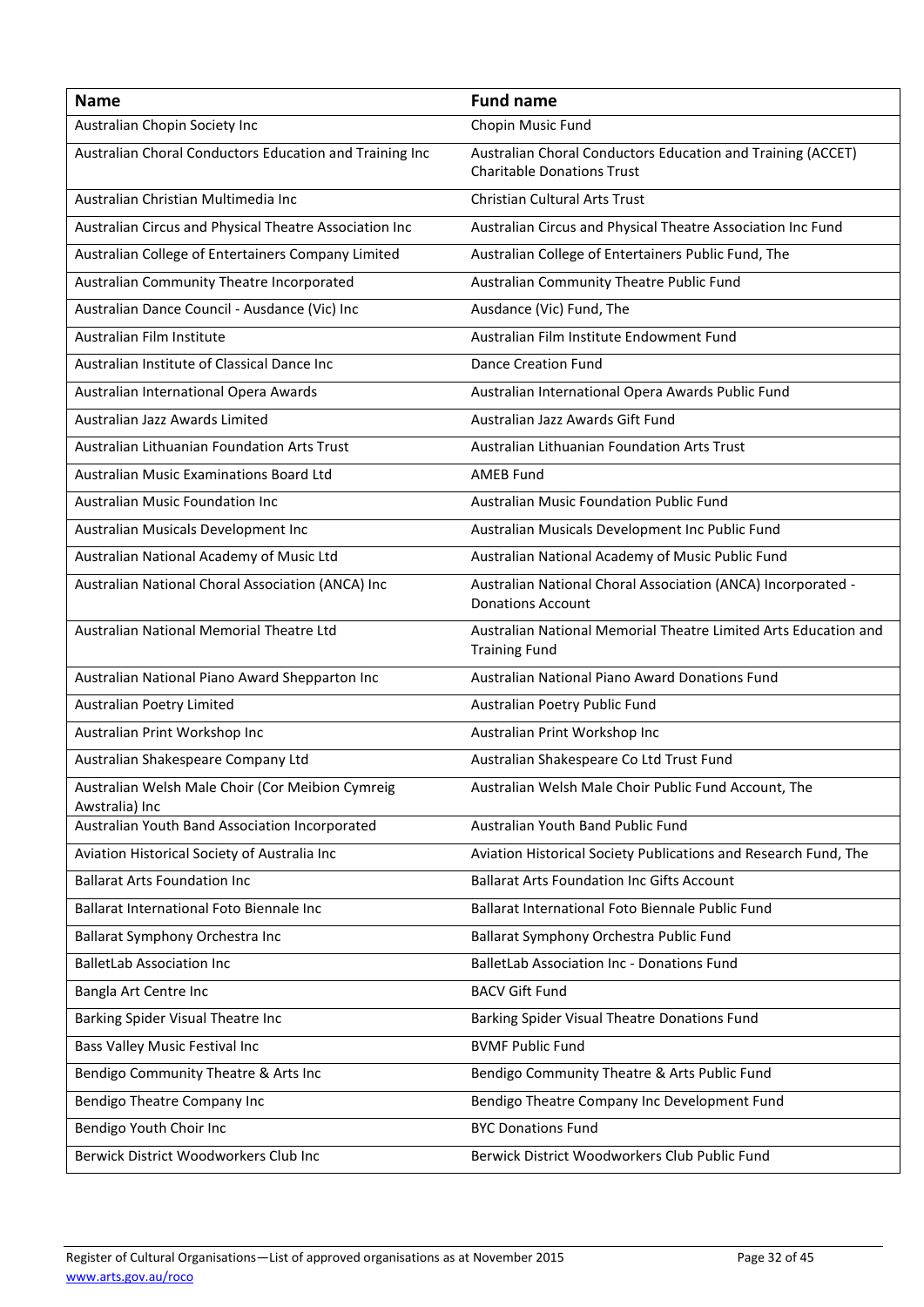| Name | Fund name |
| --- | --- |
| Australian Chopin Society Inc | Chopin Music Fund |
| Australian Choral Conductors Education and Training Inc | Australian Choral Conductors Education and Training (ACCET) Charitable Donations Trust |
| Australian Christian Multimedia Inc | Christian Cultural Arts Trust |
| Australian Circus and Physical Theatre Association Inc | Australian Circus and Physical Theatre Association Inc Fund |
| Australian College of Entertainers Company Limited | Australian College of Entertainers Public Fund, The |
| Australian Community Theatre Incorporated | Australian Community Theatre Public Fund |
| Australian Dance Council - Ausdance (Vic) Inc | Ausdance (Vic) Fund, The |
| Australian Film Institute | Australian Film Institute Endowment Fund |
| Australian Institute of Classical Dance Inc | Dance Creation Fund |
| Australian International Opera Awards | Australian International Opera Awards Public Fund |
| Australian Jazz Awards Limited | Australian Jazz Awards Gift Fund |
| Australian Lithuanian Foundation Arts Trust | Australian Lithuanian Foundation Arts Trust |
| Australian Music Examinations Board Ltd | AMEB Fund |
| Australian Music Foundation Inc | Australian Music Foundation Public Fund |
| Australian Musicals Development Inc | Australian Musicals Development Inc Public Fund |
| Australian National Academy of Music Ltd | Australian National Academy of Music Public Fund |
| Australian National Choral Association (ANCA) Inc | Australian National Choral Association (ANCA) Incorporated - Donations Account |
| Australian National Memorial Theatre Ltd | Australian National Memorial Theatre Limited Arts Education and Training Fund |
| Australian National Piano Award Shepparton Inc | Australian National Piano Award Donations Fund |
| Australian Poetry Limited | Australian Poetry Public Fund |
| Australian Print Workshop Inc | Australian Print Workshop Inc |
| Australian Shakespeare Company Ltd | Australian Shakespeare Co Ltd Trust Fund |
| Australian Welsh Male Choir (Cor Meibion Cymreig Awstralia) Inc | Australian Welsh Male Choir Public Fund Account, The |
| Australian Youth Band Association Incorporated | Australian Youth Band Public Fund |
| Aviation Historical Society of Australia Inc | Aviation Historical Society Publications and Research Fund, The |
| Ballarat Arts Foundation Inc | Ballarat Arts Foundation Inc Gifts Account |
| Ballarat International Foto Biennale Inc | Ballarat International Foto Biennale Public Fund |
| Ballarat Symphony Orchestra Inc | Ballarat Symphony Orchestra Public Fund |
| BalletLab Association Inc | BalletLab Association Inc - Donations Fund |
| Bangla Art Centre Inc | BACV Gift Fund |
| Barking Spider Visual Theatre Inc | Barking Spider Visual Theatre Donations Fund |
| Bass Valley Music Festival Inc | BVMF Public Fund |
| Bendigo Community Theatre & Arts Inc | Bendigo Community Theatre & Arts Public Fund |
| Bendigo Theatre Company Inc | Bendigo Theatre Company Inc Development Fund |
| Bendigo Youth Choir Inc | BYC Donations Fund |
| Berwick District Woodworkers Club Inc | Berwick District Woodworkers Club Public Fund |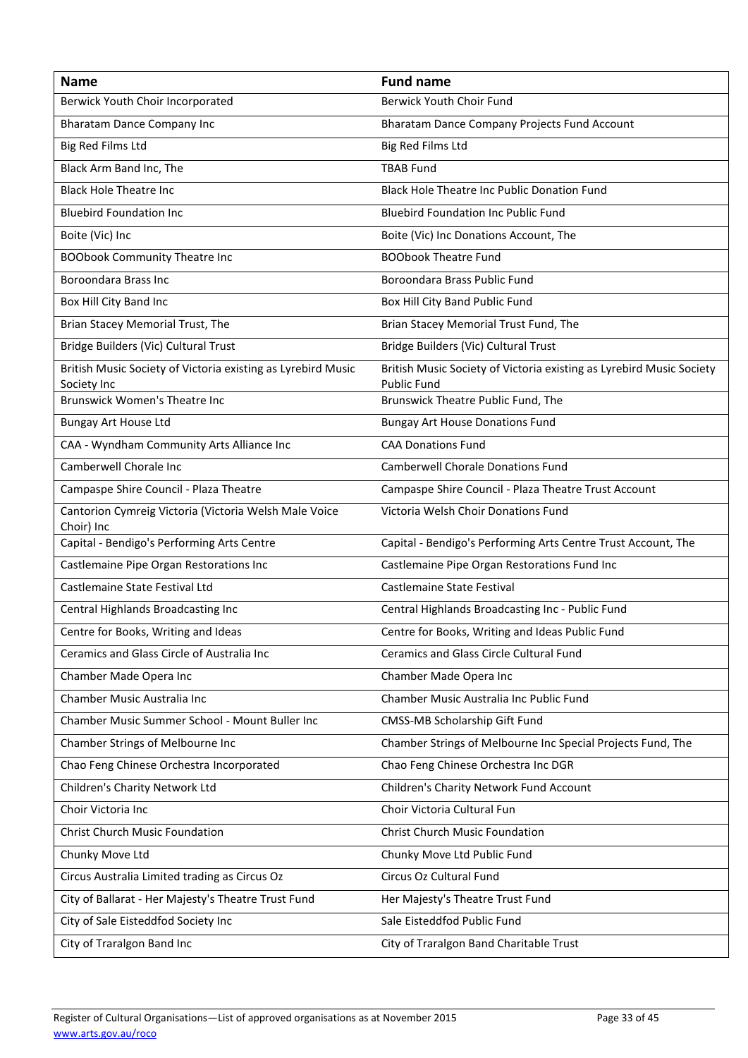| Name | Fund name |
|---|---|
| Berwick Youth Choir Incorporated | Berwick Youth Choir Fund |
| Bharatam Dance Company Inc | Bharatam Dance Company Projects Fund Account |
| Big Red Films Ltd | Big Red Films Ltd |
| Black Arm Band Inc, The | TBAB Fund |
| Black Hole Theatre Inc | Black Hole Theatre Inc Public Donation Fund |
| Bluebird Foundation Inc | Bluebird Foundation Inc Public Fund |
| Boite (Vic) Inc | Boite (Vic) Inc Donations Account, The |
| BOObook Community Theatre Inc | BOObook Theatre Fund |
| Boroondara Brass Inc | Boroondara Brass Public Fund |
| Box Hill City Band Inc | Box Hill City Band Public Fund |
| Brian Stacey Memorial Trust, The | Brian Stacey Memorial Trust Fund, The |
| Bridge Builders (Vic) Cultural Trust | Bridge Builders (Vic) Cultural Trust |
| British Music Society of Victoria existing as Lyrebird Music Society Inc | British Music Society of Victoria existing as Lyrebird Music Society Public Fund |
| Brunswick Women's Theatre Inc | Brunswick Theatre Public Fund, The |
| Bungay Art House Ltd | Bungay Art House Donations Fund |
| CAA - Wyndham Community Arts Alliance Inc | CAA Donations Fund |
| Camberwell Chorale Inc | Camberwell Chorale Donations Fund |
| Campaspe Shire Council - Plaza Theatre | Campaspe Shire Council - Plaza Theatre Trust Account |
| Cantorion Cymreig Victoria (Victoria Welsh Male Voice Choir) Inc | Victoria Welsh Choir Donations Fund |
| Capital - Bendigo's Performing Arts Centre | Capital - Bendigo's Performing Arts Centre Trust Account, The |
| Castlemaine Pipe Organ Restorations Inc | Castlemaine Pipe Organ Restorations Fund Inc |
| Castlemaine State Festival Ltd | Castlemaine State Festival |
| Central Highlands Broadcasting Inc | Central Highlands Broadcasting Inc - Public Fund |
| Centre for Books, Writing and Ideas | Centre for Books, Writing and Ideas Public Fund |
| Ceramics and Glass Circle of Australia Inc | Ceramics and Glass Circle Cultural Fund |
| Chamber Made Opera Inc | Chamber Made Opera Inc |
| Chamber Music Australia Inc | Chamber Music Australia Inc Public Fund |
| Chamber Music Summer School - Mount Buller Inc | CMSS-MB Scholarship Gift Fund |
| Chamber Strings of Melbourne Inc | Chamber Strings of Melbourne Inc Special Projects Fund, The |
| Chao Feng Chinese Orchestra Incorporated | Chao Feng Chinese Orchestra Inc DGR |
| Children's Charity Network Ltd | Children's Charity Network Fund Account |
| Choir Victoria Inc | Choir Victoria Cultural Fun |
| Christ Church Music Foundation | Christ Church Music Foundation |
| Chunky Move Ltd | Chunky Move Ltd Public Fund |
| Circus Australia Limited trading as Circus Oz | Circus Oz Cultural Fund |
| City of Ballarat - Her Majesty's Theatre Trust Fund | Her Majesty's Theatre Trust Fund |
| City of Sale Eisteddfod Society Inc | Sale Eisteddfod Public Fund |
| City of Traralgon Band Inc | City of Traralgon Band Charitable Trust |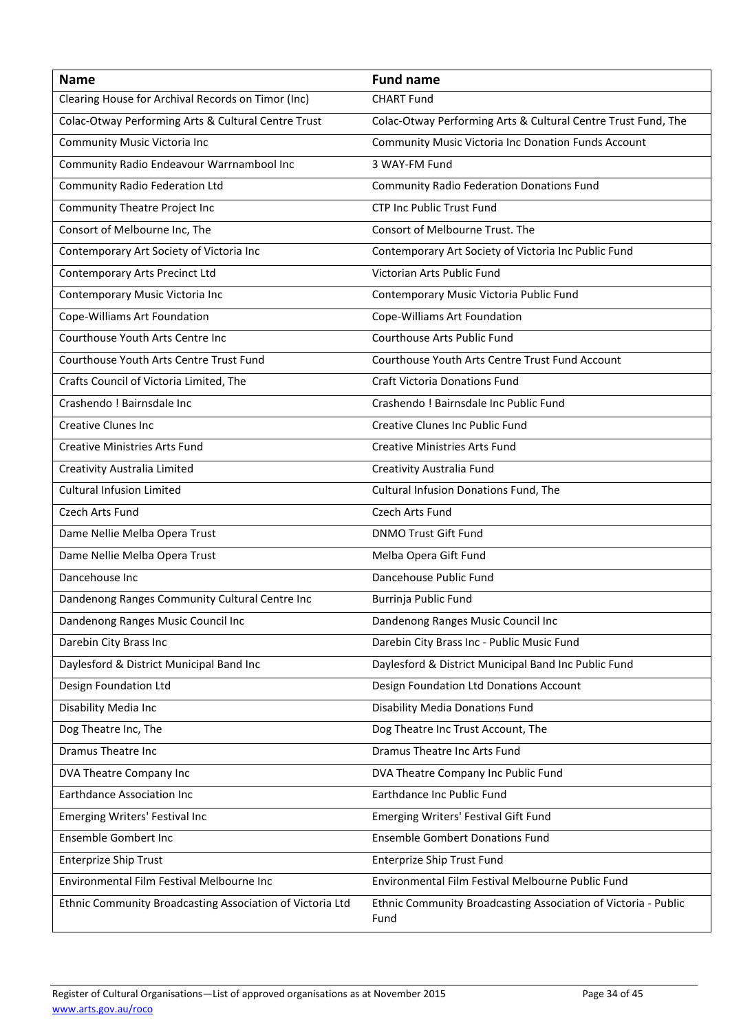| Name | Fund name |
| --- | --- |
| Clearing House for Archival Records on Timor (Inc) | CHART Fund |
| Colac-Otway Performing Arts & Cultural Centre Trust | Colac-Otway Performing Arts & Cultural Centre Trust Fund, The |
| Community Music Victoria Inc | Community Music Victoria Inc Donation Funds Account |
| Community Radio Endeavour Warrnambool Inc | 3 WAY-FM Fund |
| Community Radio Federation Ltd | Community Radio Federation Donations Fund |
| Community Theatre Project Inc | CTP Inc Public Trust Fund |
| Consort of Melbourne Inc, The | Consort of Melbourne Trust. The |
| Contemporary Art Society of Victoria Inc | Contemporary Art Society of Victoria Inc Public Fund |
| Contemporary Arts Precinct Ltd | Victorian Arts Public Fund |
| Contemporary Music Victoria Inc | Contemporary Music Victoria Public Fund |
| Cope-Williams Art Foundation | Cope-Williams Art Foundation |
| Courthouse Youth Arts Centre Inc | Courthouse Arts Public Fund |
| Courthouse Youth Arts Centre Trust Fund | Courthouse Youth Arts Centre Trust Fund Account |
| Crafts Council of Victoria Limited, The | Craft Victoria Donations Fund |
| Crashendo ! Bairnsdale Inc | Crashendo ! Bairnsdale Inc Public Fund |
| Creative Clunes Inc | Creative Clunes Inc Public Fund |
| Creative Ministries Arts Fund | Creative Ministries Arts Fund |
| Creativity Australia Limited | Creativity Australia Fund |
| Cultural Infusion Limited | Cultural Infusion Donations Fund, The |
| Czech Arts Fund | Czech Arts Fund |
| Dame Nellie Melba Opera Trust | DNMO Trust Gift Fund |
| Dame Nellie Melba Opera Trust | Melba Opera Gift Fund |
| Dancehouse Inc | Dancehouse Public Fund |
| Dandenong Ranges Community Cultural Centre Inc | Burrinja Public Fund |
| Dandenong Ranges Music Council Inc | Dandenong Ranges Music Council Inc |
| Darebin City Brass Inc | Darebin City Brass Inc - Public Music Fund |
| Daylesford & District Municipal Band Inc | Daylesford & District Municipal Band Inc Public Fund |
| Design Foundation Ltd | Design Foundation Ltd Donations Account |
| Disability Media Inc | Disability Media Donations Fund |
| Dog Theatre Inc, The | Dog Theatre Inc Trust Account, The |
| Dramus Theatre Inc | Dramus Theatre Inc Arts Fund |
| DVA Theatre Company Inc | DVA Theatre Company Inc Public Fund |
| Earthdance Association Inc | Earthdance Inc Public Fund |
| Emerging Writers' Festival Inc | Emerging Writers' Festival Gift Fund |
| Ensemble Gombert Inc | Ensemble Gombert Donations Fund |
| Enterprize Ship Trust | Enterprize Ship Trust Fund |
| Environmental Film Festival Melbourne Inc | Environmental Film Festival Melbourne Public Fund |
| Ethnic Community Broadcasting Association of Victoria Ltd | Ethnic Community Broadcasting Association of Victoria - Public Fund |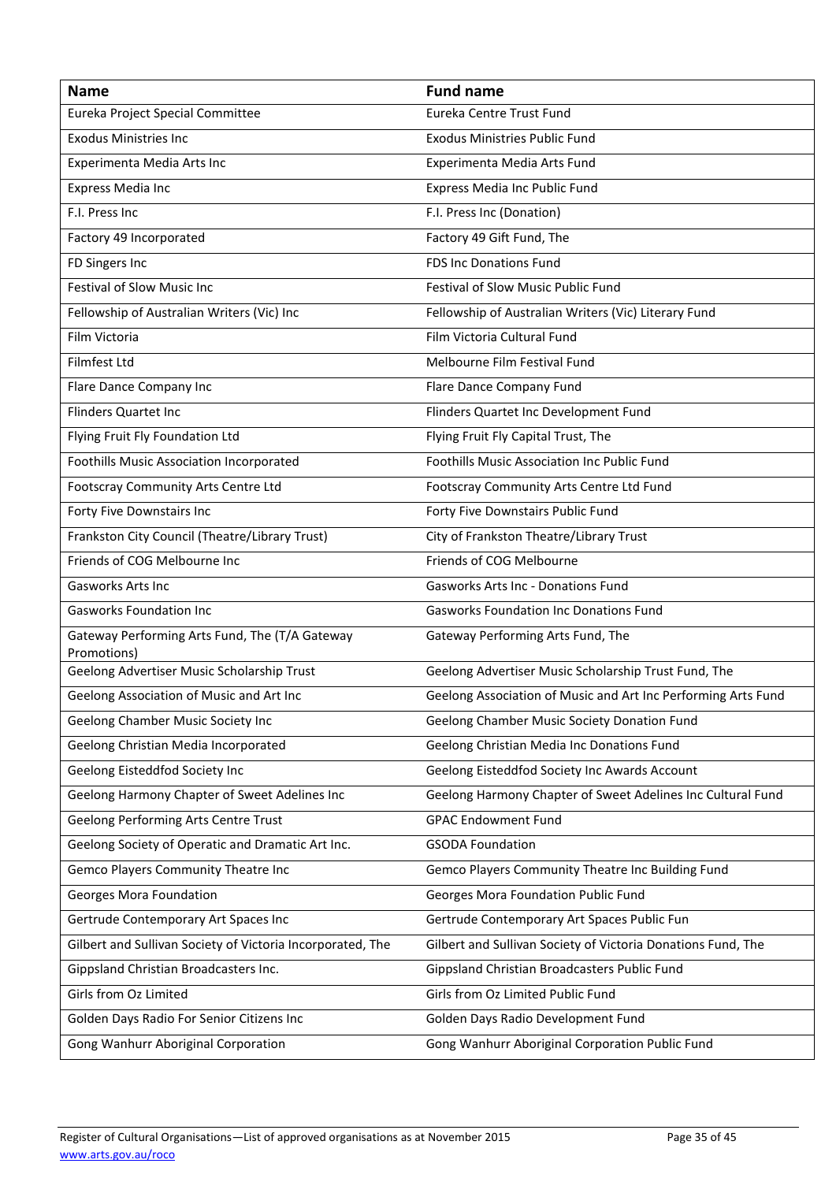| Name | Fund name |
|---|---|
| Eureka Project Special Committee | Eureka Centre Trust Fund |
| Exodus Ministries Inc | Exodus Ministries Public Fund |
| Experimenta Media Arts Inc | Experimenta Media Arts Fund |
| Express Media Inc | Express Media Inc Public Fund |
| F.I. Press Inc | F.I. Press Inc (Donation) |
| Factory 49 Incorporated | Factory 49 Gift Fund, The |
| FD Singers Inc | FDS Inc Donations Fund |
| Festival of Slow Music Inc | Festival of Slow Music Public Fund |
| Fellowship of Australian Writers (Vic) Inc | Fellowship of Australian Writers (Vic) Literary Fund |
| Film Victoria | Film Victoria Cultural Fund |
| Filmfest Ltd | Melbourne Film Festival Fund |
| Flare Dance Company Inc | Flare Dance Company Fund |
| Flinders Quartet Inc | Flinders Quartet Inc Development Fund |
| Flying Fruit Fly Foundation Ltd | Flying Fruit Fly Capital Trust, The |
| Foothills Music Association Incorporated | Foothills Music Association Inc Public Fund |
| Footscray Community Arts Centre Ltd | Footscray Community Arts Centre Ltd Fund |
| Forty Five Downstairs Inc | Forty Five Downstairs Public Fund |
| Frankston City Council (Theatre/Library Trust) | City of Frankston Theatre/Library Trust |
| Friends of COG Melbourne Inc | Friends of COG Melbourne |
| Gasworks Arts Inc | Gasworks Arts Inc - Donations Fund |
| Gasworks Foundation Inc | Gasworks Foundation Inc Donations Fund |
| Gateway Performing Arts Fund, The (T/A Gateway Promotions) | Gateway Performing Arts Fund, The |
| Geelong Advertiser Music Scholarship Trust | Geelong Advertiser Music Scholarship Trust Fund, The |
| Geelong Association of Music and Art Inc | Geelong Association of Music and Art Inc Performing Arts Fund |
| Geelong Chamber Music Society Inc | Geelong Chamber Music Society Donation Fund |
| Geelong Christian Media Incorporated | Geelong Christian Media Inc Donations Fund |
| Geelong Eisteddfod Society Inc | Geelong Eisteddfod Society Inc Awards Account |
| Geelong Harmony Chapter of Sweet Adelines Inc | Geelong Harmony Chapter of Sweet Adelines Inc Cultural Fund |
| Geelong Performing Arts Centre Trust | GPAC Endowment Fund |
| Geelong Society of Operatic and Dramatic Art Inc. | GSODA Foundation |
| Gemco Players Community Theatre Inc | Gemco Players Community Theatre Inc Building Fund |
| Georges Mora Foundation | Georges Mora Foundation Public Fund |
| Gertrude Contemporary Art Spaces Inc | Gertrude Contemporary Art Spaces Public Fun |
| Gilbert and Sullivan Society of Victoria Incorporated, The | Gilbert and Sullivan Society of Victoria Donations Fund, The |
| Gippsland Christian Broadcasters Inc. | Gippsland Christian Broadcasters Public Fund |
| Girls from Oz Limited | Girls from Oz Limited Public Fund |
| Golden Days Radio For Senior Citizens Inc | Golden Days Radio Development Fund |
| Gong Wanhurr Aboriginal Corporation | Gong Wanhurr Aboriginal Corporation Public Fund |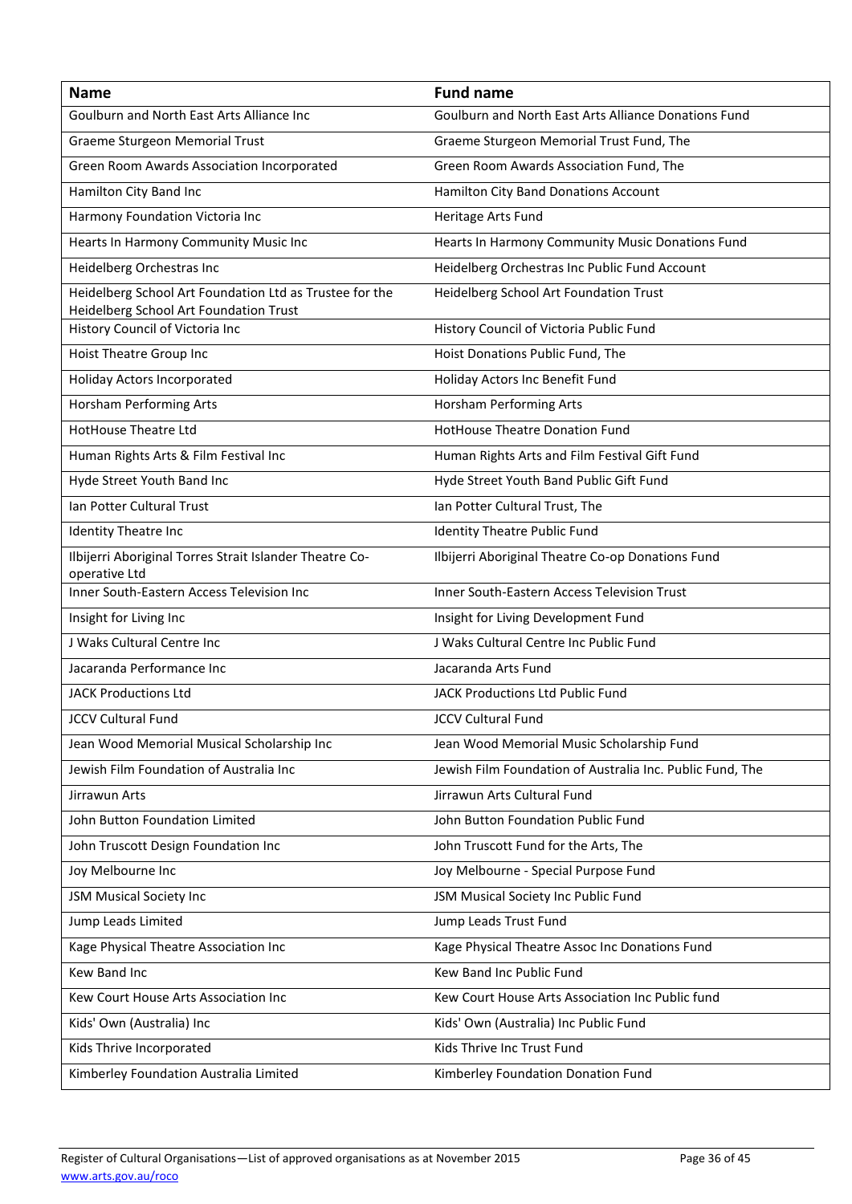| Name | Fund name |
|---|---|
| Goulburn and North East Arts Alliance Inc | Goulburn and North East Arts Alliance Donations Fund |
| Graeme Sturgeon Memorial Trust | Graeme Sturgeon Memorial Trust Fund, The |
| Green Room Awards Association Incorporated | Green Room Awards Association Fund, The |
| Hamilton City Band Inc | Hamilton City Band Donations Account |
| Harmony Foundation Victoria Inc | Heritage Arts Fund |
| Hearts In Harmony Community Music Inc | Hearts In Harmony Community Music Donations Fund |
| Heidelberg Orchestras Inc | Heidelberg Orchestras Inc Public Fund Account |
| Heidelberg School Art Foundation Ltd as Trustee for the Heidelberg School Art Foundation Trust | Heidelberg School Art Foundation Trust |
| History Council of Victoria Inc | History Council of Victoria Public Fund |
| Hoist Theatre Group Inc | Hoist Donations Public Fund, The |
| Holiday Actors Incorporated | Holiday Actors Inc Benefit Fund |
| Horsham Performing Arts | Horsham Performing Arts |
| HotHouse Theatre Ltd | HotHouse Theatre Donation Fund |
| Human Rights Arts & Film Festival Inc | Human Rights Arts and Film Festival Gift Fund |
| Hyde Street Youth Band Inc | Hyde Street Youth Band Public Gift Fund |
| Ian Potter Cultural Trust | Ian Potter Cultural Trust, The |
| Identity Theatre Inc | Identity Theatre Public Fund |
| Ilbijerri Aboriginal Torres Strait Islander Theatre Co-operative Ltd | Ilbijerri Aboriginal Theatre Co-op Donations Fund |
| Inner South-Eastern Access Television Inc | Inner South-Eastern Access Television Trust |
| Insight for Living Inc | Insight for Living Development Fund |
| J Waks Cultural Centre Inc | J Waks Cultural Centre Inc Public Fund |
| Jacaranda Performance Inc | Jacaranda Arts Fund |
| JACK Productions Ltd | JACK Productions Ltd Public Fund |
| JCCV Cultural Fund | JCCV Cultural Fund |
| Jean Wood Memorial Musical Scholarship Inc | Jean Wood Memorial Music Scholarship Fund |
| Jewish Film Foundation of Australia Inc | Jewish Film Foundation of Australia Inc. Public Fund, The |
| Jirrawun Arts | Jirrawun Arts Cultural Fund |
| John Button Foundation Limited | John Button Foundation Public Fund |
| John Truscott Design Foundation Inc | John Truscott Fund for the Arts, The |
| Joy Melbourne Inc | Joy Melbourne - Special Purpose Fund |
| JSM Musical Society Inc | JSM Musical Society Inc Public Fund |
| Jump Leads Limited | Jump Leads Trust Fund |
| Kage Physical Theatre Association Inc | Kage Physical Theatre Assoc Inc Donations Fund |
| Kew Band Inc | Kew Band Inc Public Fund |
| Kew Court House Arts Association Inc | Kew Court House Arts Association Inc Public fund |
| Kids' Own (Australia) Inc | Kids' Own (Australia) Inc Public Fund |
| Kids Thrive Incorporated | Kids Thrive Inc Trust Fund |
| Kimberley Foundation Australia Limited | Kimberley Foundation Donation Fund |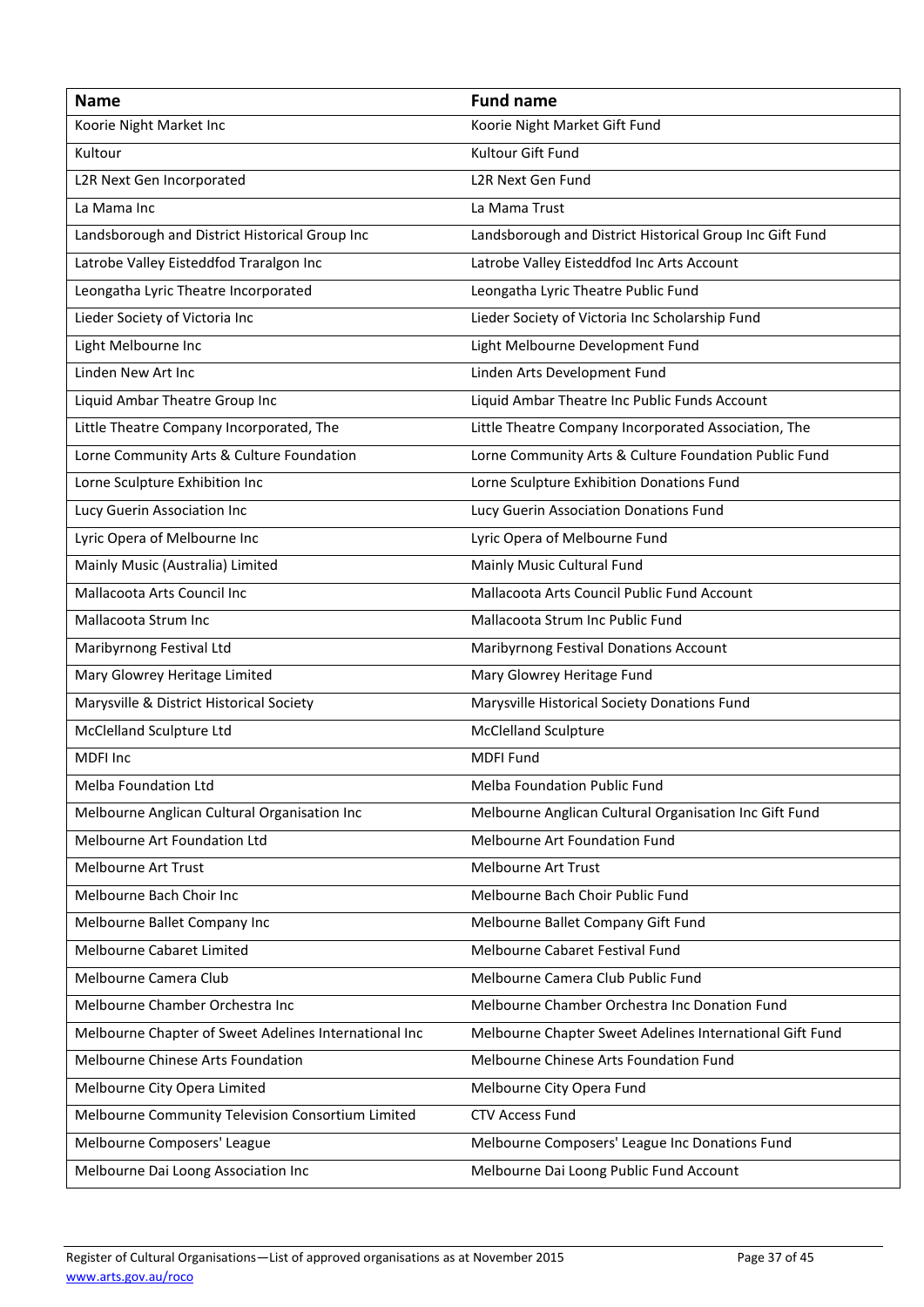| Name | Fund name |
|---|---|
| Koorie Night Market Inc | Koorie Night Market Gift Fund |
| Kultour | Kultour Gift Fund |
| L2R Next Gen Incorporated | L2R Next Gen Fund |
| La Mama Inc | La Mama Trust |
| Landsborough and District Historical Group Inc | Landsborough and District Historical Group Inc Gift Fund |
| Latrobe Valley Eisteddfod Traralgon Inc | Latrobe Valley Eisteddfod Inc Arts Account |
| Leongatha Lyric Theatre Incorporated | Leongatha Lyric Theatre Public Fund |
| Lieder Society of Victoria Inc | Lieder Society of Victoria Inc Scholarship Fund |
| Light Melbourne Inc | Light Melbourne Development Fund |
| Linden New Art Inc | Linden Arts Development Fund |
| Liquid Ambar Theatre Group Inc | Liquid Ambar Theatre Inc Public Funds Account |
| Little Theatre Company Incorporated, The | Little Theatre Company Incorporated Association, The |
| Lorne Community Arts & Culture Foundation | Lorne Community Arts & Culture Foundation Public Fund |
| Lorne Sculpture Exhibition Inc | Lorne Sculpture Exhibition Donations Fund |
| Lucy Guerin Association Inc | Lucy Guerin Association Donations Fund |
| Lyric Opera of Melbourne Inc | Lyric Opera of Melbourne Fund |
| Mainly Music (Australia) Limited | Mainly Music Cultural Fund |
| Mallacoota Arts Council Inc | Mallacoota Arts Council Public Fund Account |
| Mallacoota Strum Inc | Mallacoota Strum Inc Public Fund |
| Maribyrnong Festival Ltd | Maribyrnong Festival Donations Account |
| Mary Glowrey Heritage Limited | Mary Glowrey Heritage Fund |
| Marysville & District Historical Society | Marysville Historical Society Donations Fund |
| McClelland Sculpture Ltd | McClelland Sculpture |
| MDFI Inc | MDFI Fund |
| Melba Foundation Ltd | Melba Foundation Public Fund |
| Melbourne Anglican Cultural Organisation Inc | Melbourne Anglican Cultural Organisation Inc Gift Fund |
| Melbourne Art Foundation Ltd | Melbourne Art Foundation Fund |
| Melbourne Art Trust | Melbourne Art Trust |
| Melbourne Bach Choir Inc | Melbourne Bach Choir Public Fund |
| Melbourne Ballet Company Inc | Melbourne Ballet Company Gift Fund |
| Melbourne Cabaret Limited | Melbourne Cabaret Festival Fund |
| Melbourne Camera Club | Melbourne Camera Club Public Fund |
| Melbourne Chamber Orchestra Inc | Melbourne Chamber Orchestra Inc Donation Fund |
| Melbourne Chapter of Sweet Adelines International Inc | Melbourne Chapter Sweet Adelines International Gift Fund |
| Melbourne Chinese Arts Foundation | Melbourne Chinese Arts Foundation Fund |
| Melbourne City Opera Limited | Melbourne City Opera Fund |
| Melbourne Community Television Consortium Limited | CTV Access Fund |
| Melbourne Composers' League | Melbourne Composers' League Inc Donations Fund |
| Melbourne Dai Loong Association Inc | Melbourne Dai Loong Public Fund Account |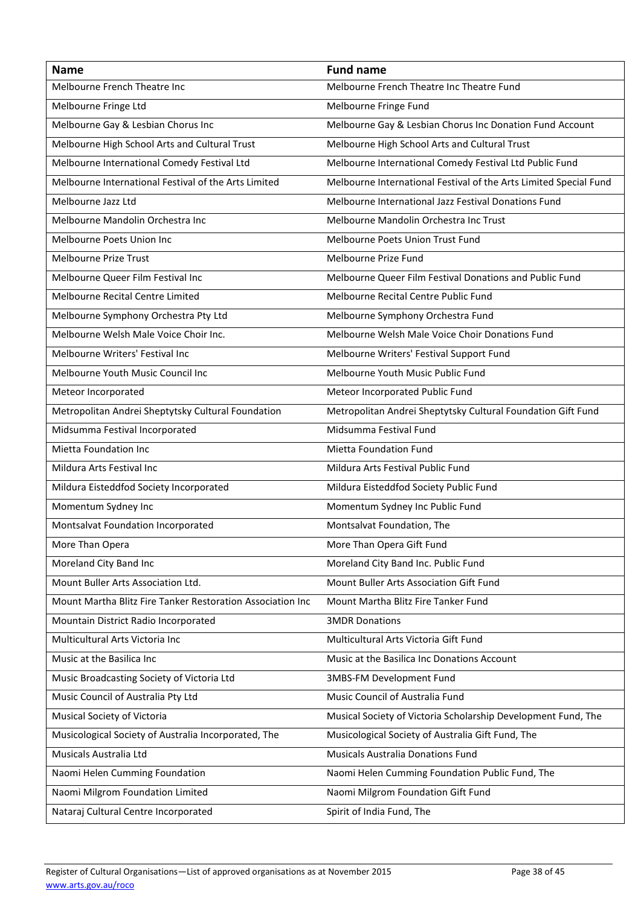| Name | Fund name |
| --- | --- |
| Melbourne French Theatre Inc | Melbourne French Theatre Inc Theatre Fund |
| Melbourne Fringe Ltd | Melbourne Fringe Fund |
| Melbourne Gay & Lesbian Chorus Inc | Melbourne Gay & Lesbian Chorus Inc Donation Fund Account |
| Melbourne High School Arts and Cultural Trust | Melbourne High School Arts and Cultural Trust |
| Melbourne International Comedy Festival Ltd | Melbourne International Comedy Festival Ltd Public Fund |
| Melbourne International Festival of the Arts Limited | Melbourne International Festival of the Arts Limited Special Fund |
| Melbourne Jazz Ltd | Melbourne International Jazz Festival Donations Fund |
| Melbourne Mandolin Orchestra Inc | Melbourne Mandolin Orchestra Inc Trust |
| Melbourne Poets Union Inc | Melbourne Poets Union Trust Fund |
| Melbourne Prize Trust | Melbourne Prize Fund |
| Melbourne Queer Film Festival Inc | Melbourne Queer Film Festival Donations and Public Fund |
| Melbourne Recital Centre Limited | Melbourne Recital Centre Public Fund |
| Melbourne Symphony Orchestra Pty Ltd | Melbourne Symphony Orchestra Fund |
| Melbourne Welsh Male Voice Choir Inc. | Melbourne Welsh Male Voice Choir Donations Fund |
| Melbourne Writers' Festival Inc | Melbourne Writers' Festival Support Fund |
| Melbourne Youth Music Council Inc | Melbourne Youth Music Public Fund |
| Meteor Incorporated | Meteor Incorporated Public Fund |
| Metropolitan Andrei Sheptytsky Cultural Foundation | Metropolitan Andrei Sheptytsky Cultural Foundation Gift Fund |
| Midsumma Festival Incorporated | Midsumma Festival Fund |
| Mietta Foundation Inc | Mietta Foundation Fund |
| Mildura Arts Festival Inc | Mildura Arts Festival Public Fund |
| Mildura Eisteddfod Society Incorporated | Mildura Eisteddfod Society Public Fund |
| Momentum Sydney Inc | Momentum Sydney Inc Public Fund |
| Montsalvat Foundation Incorporated | Montsalvat Foundation, The |
| More Than Opera | More Than Opera Gift Fund |
| Moreland City Band Inc | Moreland City Band Inc. Public Fund |
| Mount Buller Arts Association Ltd. | Mount Buller Arts Association Gift Fund |
| Mount Martha Blitz Fire Tanker Restoration Association Inc | Mount Martha Blitz Fire Tanker Fund |
| Mountain District Radio Incorporated | 3MDR Donations |
| Multicultural Arts Victoria Inc | Multicultural Arts Victoria Gift Fund |
| Music at the Basilica Inc | Music at the Basilica Inc Donations Account |
| Music Broadcasting Society of Victoria Ltd | 3MBS-FM Development Fund |
| Music Council of Australia Pty Ltd | Music Council of Australia Fund |
| Musical Society of Victoria | Musical Society of Victoria Scholarship Development Fund, The |
| Musicological Society of Australia Incorporated, The | Musicological Society of Australia Gift Fund, The |
| Musicals Australia Ltd | Musicals Australia Donations Fund |
| Naomi Helen Cumming Foundation | Naomi Helen Cumming Foundation Public Fund, The |
| Naomi Milgrom Foundation Limited | Naomi Milgrom Foundation Gift Fund |
| Nataraj Cultural Centre Incorporated | Spirit of India Fund, The |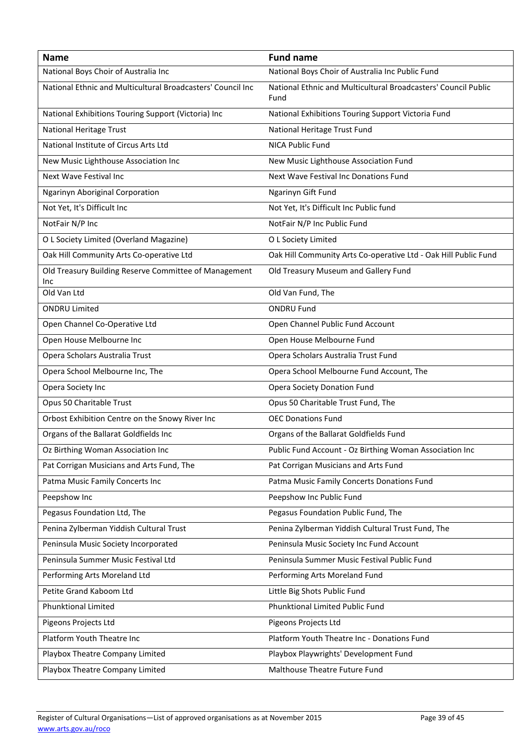| Name | Fund name |
| --- | --- |
| National Boys Choir of Australia Inc | National Boys Choir of Australia Inc Public Fund |
| National Ethnic and Multicultural Broadcasters' Council Inc | National Ethnic and Multicultural Broadcasters' Council Public Fund |
| National Exhibitions Touring Support (Victoria) Inc | National Exhibitions Touring Support Victoria Fund |
| National Heritage Trust | National Heritage Trust Fund |
| National Institute of Circus Arts Ltd | NICA Public Fund |
| New Music Lighthouse Association Inc | New Music Lighthouse Association Fund |
| Next Wave Festival Inc | Next Wave Festival Inc Donations Fund |
| Ngarinyn Aboriginal Corporation | Ngarinyn Gift Fund |
| Not Yet, It's Difficult Inc | Not Yet, It's Difficult Inc Public fund |
| NotFair N/P Inc | NotFair N/P Inc Public Fund |
| O L Society Limited (Overland Magazine) | O L Society Limited |
| Oak Hill Community Arts Co-operative Ltd | Oak Hill Community Arts Co-operative Ltd - Oak Hill Public Fund |
| Old Treasury Building Reserve Committee of Management Inc | Old Treasury Museum and Gallery Fund |
| Old Van Ltd | Old Van Fund, The |
| ONDRU Limited | ONDRU Fund |
| Open Channel Co-Operative Ltd | Open Channel Public Fund Account |
| Open House Melbourne Inc | Open House Melbourne Fund |
| Opera Scholars Australia Trust | Opera Scholars Australia Trust Fund |
| Opera School Melbourne Inc, The | Opera School Melbourne Fund Account, The |
| Opera Society Inc | Opera Society Donation Fund |
| Opus 50 Charitable Trust | Opus 50 Charitable Trust Fund, The |
| Orbost Exhibition Centre on the Snowy River Inc | OEC Donations Fund |
| Organs of the Ballarat Goldfields Inc | Organs of the Ballarat Goldfields Fund |
| Oz Birthing Woman Association Inc | Public Fund Account - Oz Birthing Woman Association Inc |
| Pat Corrigan Musicians and Arts Fund, The | Pat Corrigan Musicians and Arts Fund |
| Patma Music Family Concerts Inc | Patma Music Family Concerts Donations Fund |
| Peepshow Inc | Peepshow Inc Public Fund |
| Pegasus Foundation Ltd, The | Pegasus Foundation Public Fund, The |
| Penina Zylberman Yiddish Cultural Trust | Penina Zylberman Yiddish Cultural Trust Fund, The |
| Peninsula Music Society Incorporated | Peninsula Music Society Inc Fund Account |
| Peninsula Summer Music Festival Ltd | Peninsula Summer Music Festival Public Fund |
| Performing Arts Moreland Ltd | Performing Arts Moreland Fund |
| Petite Grand Kaboom Ltd | Little Big Shots Public Fund |
| Phunktional Limited | Phunktional Limited Public Fund |
| Pigeons Projects Ltd | Pigeons Projects Ltd |
| Platform Youth Theatre Inc | Platform Youth Theatre Inc - Donations Fund |
| Playbox Theatre Company Limited | Playbox Playwrights' Development Fund |
| Playbox Theatre Company Limited | Malthouse Theatre Future Fund |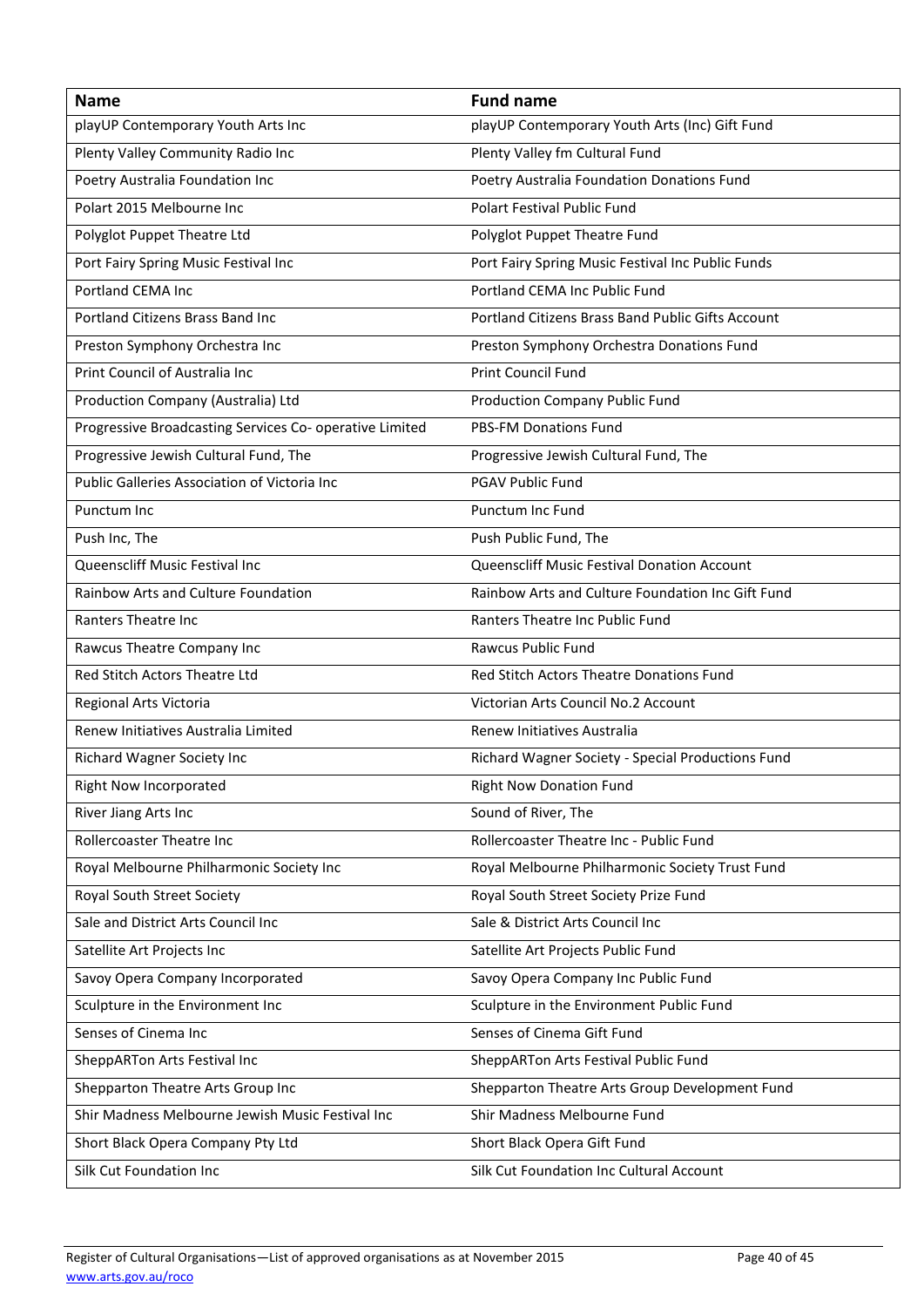| Name | Fund name |
| --- | --- |
| playUP Contemporary Youth Arts Inc | playUP Contemporary Youth Arts (Inc) Gift Fund |
| Plenty Valley Community Radio Inc | Plenty Valley fm Cultural Fund |
| Poetry Australia Foundation Inc | Poetry Australia Foundation Donations Fund |
| Polart 2015 Melbourne Inc | Polart Festival Public Fund |
| Polyglot Puppet Theatre Ltd | Polyglot Puppet Theatre Fund |
| Port Fairy Spring Music Festival Inc | Port Fairy Spring Music Festival Inc Public Funds |
| Portland CEMA Inc | Portland CEMA Inc Public Fund |
| Portland Citizens Brass Band Inc | Portland Citizens Brass Band Public Gifts Account |
| Preston Symphony Orchestra Inc | Preston Symphony Orchestra Donations Fund |
| Print Council of Australia Inc | Print Council Fund |
| Production Company (Australia) Ltd | Production Company Public Fund |
| Progressive Broadcasting Services Co- operative Limited | PBS-FM Donations Fund |
| Progressive Jewish Cultural Fund, The | Progressive Jewish Cultural Fund, The |
| Public Galleries Association of Victoria Inc | PGAV Public Fund |
| Punctum Inc | Punctum Inc Fund |
| Push Inc, The | Push Public Fund, The |
| Queenscliff Music Festival Inc | Queenscliff Music Festival Donation Account |
| Rainbow Arts and Culture Foundation | Rainbow Arts and Culture Foundation Inc Gift Fund |
| Ranters Theatre Inc | Ranters Theatre Inc Public Fund |
| Rawcus Theatre Company Inc | Rawcus Public Fund |
| Red Stitch Actors Theatre Ltd | Red Stitch Actors Theatre Donations Fund |
| Regional Arts Victoria | Victorian Arts Council No.2 Account |
| Renew Initiatives Australia Limited | Renew Initiatives Australia |
| Richard Wagner Society Inc | Richard Wagner Society - Special Productions Fund |
| Right Now Incorporated | Right Now Donation Fund |
| River Jiang Arts Inc | Sound of River, The |
| Rollercoaster Theatre Inc | Rollercoaster Theatre Inc - Public Fund |
| Royal Melbourne Philharmonic Society Inc | Royal Melbourne Philharmonic Society Trust Fund |
| Royal South Street Society | Royal South Street Society Prize Fund |
| Sale and District Arts Council Inc | Sale & District Arts Council Inc |
| Satellite Art Projects Inc | Satellite Art Projects Public Fund |
| Savoy Opera Company Incorporated | Savoy Opera Company Inc Public Fund |
| Sculpture in the Environment Inc | Sculpture in the Environment Public Fund |
| Senses of Cinema Inc | Senses of Cinema Gift Fund |
| SheppARTon Arts Festival Inc | SheppARTon Arts Festival Public Fund |
| Shepparton Theatre Arts Group Inc | Shepparton Theatre Arts Group Development Fund |
| Shir Madness Melbourne Jewish Music Festival Inc | Shir Madness Melbourne Fund |
| Short Black Opera Company Pty Ltd | Short Black Opera Gift Fund |
| Silk Cut Foundation Inc | Silk Cut Foundation Inc Cultural Account |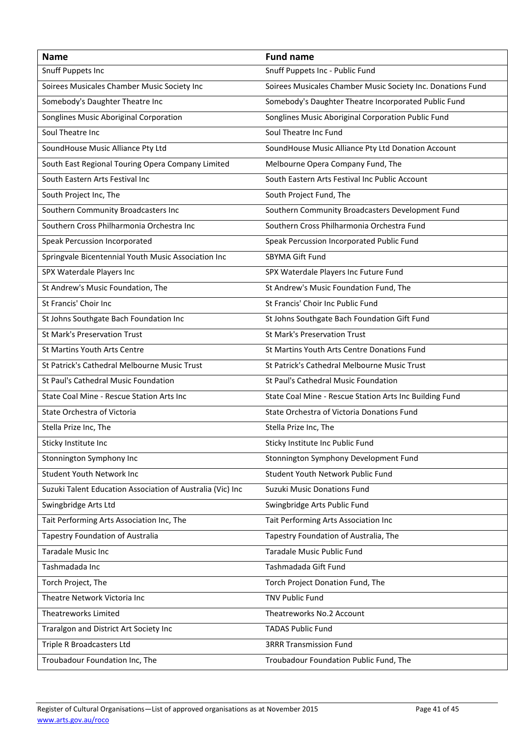| Name | Fund name |
|---|---|
| Snuff Puppets Inc | Snuff Puppets Inc - Public Fund |
| Soirees Musicales Chamber Music Society Inc | Soirees Musicales Chamber Music Society Inc. Donations Fund |
| Somebody's Daughter Theatre Inc | Somebody's Daughter Theatre Incorporated Public Fund |
| Songlines Music Aboriginal Corporation | Songlines Music Aboriginal Corporation Public Fund |
| Soul Theatre Inc | Soul Theatre Inc Fund |
| SoundHouse Music Alliance Pty Ltd | SoundHouse Music Alliance Pty Ltd Donation Account |
| South East Regional Touring Opera Company Limited | Melbourne Opera Company Fund, The |
| South Eastern Arts Festival Inc | South Eastern Arts Festival Inc Public Account |
| South Project Inc, The | South Project Fund, The |
| Southern Community Broadcasters Inc | Southern Community Broadcasters Development Fund |
| Southern Cross Philharmonia Orchestra Inc | Southern Cross Philharmonia Orchestra Fund |
| Speak Percussion Incorporated | Speak Percussion Incorporated Public Fund |
| Springvale Bicentennial Youth Music Association Inc | SBYMA Gift Fund |
| SPX Waterdale Players Inc | SPX Waterdale Players Inc Future Fund |
| St Andrew's Music Foundation, The | St Andrew's Music Foundation Fund, The |
| St Francis' Choir Inc | St Francis' Choir Inc Public Fund |
| St Johns Southgate Bach Foundation Inc | St Johns Southgate Bach Foundation Gift Fund |
| St Mark's Preservation Trust | St Mark's Preservation Trust |
| St Martins Youth Arts Centre | St Martins Youth Arts Centre Donations Fund |
| St Patrick's Cathedral Melbourne Music Trust | St Patrick's Cathedral Melbourne Music Trust |
| St Paul's Cathedral Music Foundation | St Paul's Cathedral Music Foundation |
| State Coal Mine - Rescue Station Arts Inc | State Coal Mine - Rescue Station Arts Inc Building Fund |
| State Orchestra of Victoria | State Orchestra of Victoria Donations Fund |
| Stella Prize Inc, The | Stella Prize Inc, The |
| Sticky Institute Inc | Sticky Institute Inc Public Fund |
| Stonnington Symphony Inc | Stonnington Symphony Development Fund |
| Student Youth Network Inc | Student Youth Network Public Fund |
| Suzuki Talent Education Association of Australia (Vic) Inc | Suzuki Music Donations Fund |
| Swingbridge Arts Ltd | Swingbridge Arts Public Fund |
| Tait Performing Arts Association Inc, The | Tait Performing Arts Association Inc |
| Tapestry Foundation of Australia | Tapestry Foundation of Australia, The |
| Taradale Music Inc | Taradale Music Public Fund |
| Tashmadada Inc | Tashmadada Gift Fund |
| Torch Project, The | Torch Project Donation Fund, The |
| Theatre Network Victoria Inc | TNV Public Fund |
| Theatreworks Limited | Theatreworks No.2 Account |
| Traralgon and District Art Society Inc | TADAS Public Fund |
| Triple R Broadcasters Ltd | 3RRR Transmission Fund |
| Troubadour Foundation Inc, The | Troubadour Foundation Public Fund, The |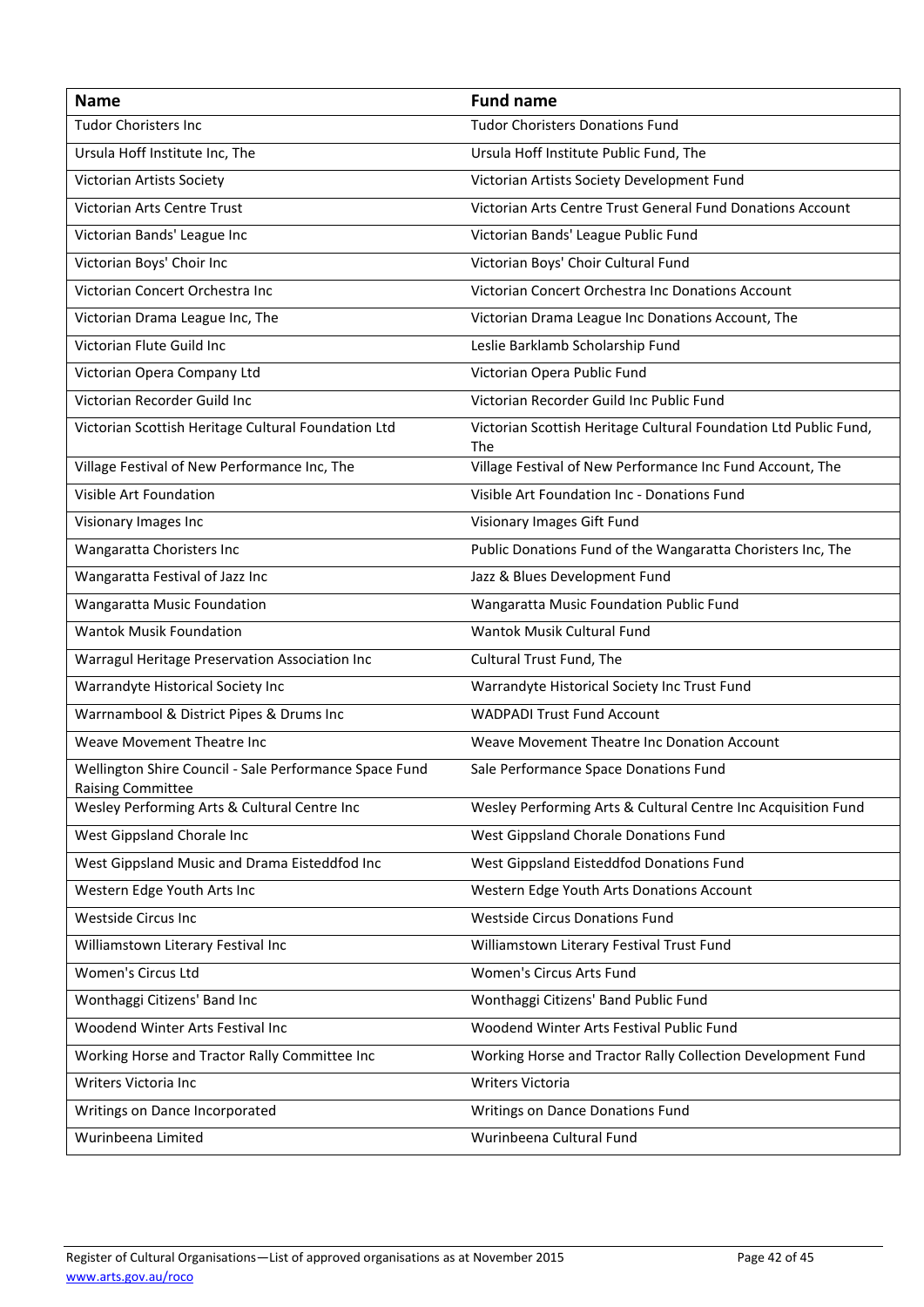| Name | Fund name |
| --- | --- |
| Tudor Choristers Inc | Tudor Choristers Donations Fund |
| Ursula Hoff Institute Inc, The | Ursula Hoff Institute Public Fund, The |
| Victorian Artists Society | Victorian Artists Society Development Fund |
| Victorian Arts Centre Trust | Victorian Arts Centre Trust General Fund Donations Account |
| Victorian Bands' League Inc | Victorian Bands' League Public Fund |
| Victorian Boys' Choir Inc | Victorian Boys' Choir Cultural Fund |
| Victorian Concert Orchestra Inc | Victorian Concert Orchestra Inc Donations Account |
| Victorian Drama League Inc, The | Victorian Drama League Inc Donations Account, The |
| Victorian Flute Guild Inc | Leslie Barklamb Scholarship Fund |
| Victorian Opera Company Ltd | Victorian Opera Public Fund |
| Victorian Recorder Guild Inc | Victorian Recorder Guild Inc Public Fund |
| Victorian Scottish Heritage Cultural Foundation Ltd | Victorian Scottish Heritage Cultural Foundation Ltd Public Fund, The |
| Village Festival of New Performance Inc, The | Village Festival of New Performance Inc Fund Account, The |
| Visible Art Foundation | Visible Art Foundation Inc - Donations Fund |
| Visionary Images Inc | Visionary Images Gift Fund |
| Wangaratta Choristers Inc | Public Donations Fund of the Wangaratta Choristers Inc, The |
| Wangaratta Festival of Jazz Inc | Jazz & Blues Development Fund |
| Wangaratta Music Foundation | Wangaratta Music Foundation Public Fund |
| Wantok Musik Foundation | Wantok Musik Cultural Fund |
| Warragul Heritage Preservation Association Inc | Cultural Trust Fund, The |
| Warrandyte Historical Society Inc | Warrandyte Historical Society Inc Trust Fund |
| Warrnambool & District Pipes & Drums Inc | WADPADI Trust Fund Account |
| Weave Movement Theatre Inc | Weave Movement Theatre Inc Donation Account |
| Wellington Shire Council - Sale Performance Space Fund Raising Committee | Sale Performance Space Donations Fund |
| Wesley Performing Arts & Cultural Centre Inc | Wesley Performing Arts & Cultural Centre Inc Acquisition Fund |
| West Gippsland Chorale Inc | West Gippsland Chorale Donations Fund |
| West Gippsland Music and Drama Eisteddfod Inc | West Gippsland Eisteddfod Donations Fund |
| Western Edge Youth Arts Inc | Western Edge Youth Arts Donations Account |
| Westside Circus Inc | Westside Circus Donations Fund |
| Williamstown Literary Festival Inc | Williamstown Literary Festival Trust Fund |
| Women's Circus Ltd | Women's Circus Arts Fund |
| Wonthaggi Citizens' Band Inc | Wonthaggi Citizens' Band Public Fund |
| Woodend Winter Arts Festival Inc | Woodend Winter Arts Festival Public Fund |
| Working Horse and Tractor Rally Committee Inc | Working Horse and Tractor Rally Collection Development Fund |
| Writers Victoria Inc | Writers Victoria |
| Writings on Dance Incorporated | Writings on Dance Donations Fund |
| Wurinbeena Limited | Wurinbeena Cultural Fund |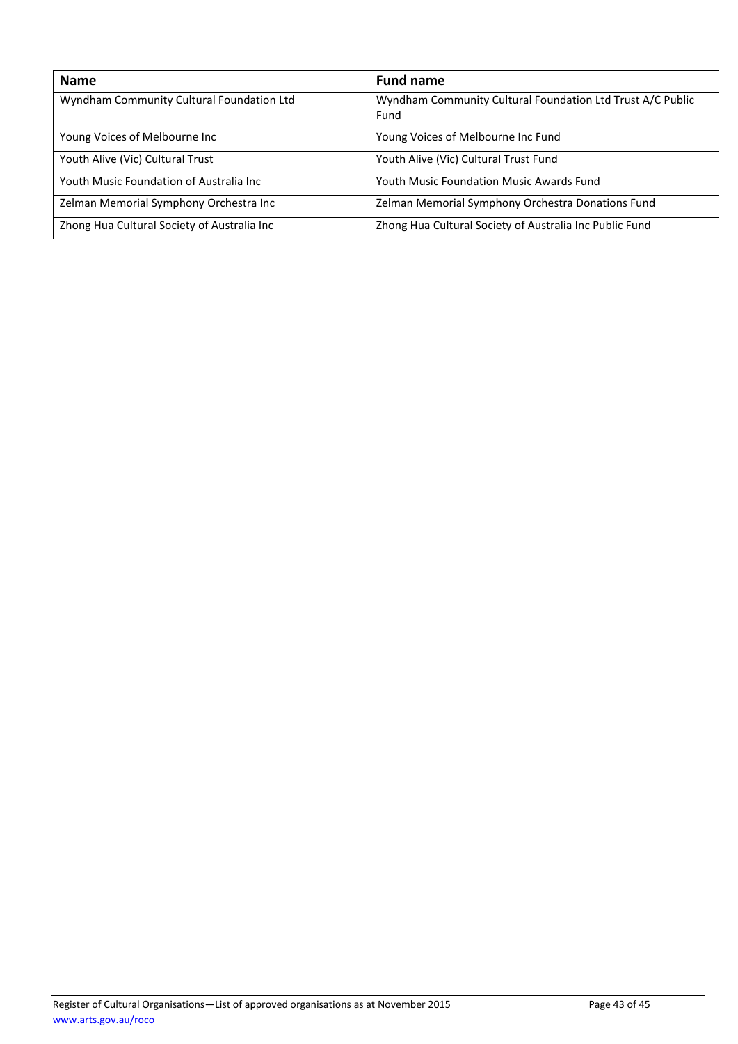| Name | Fund name |
| --- | --- |
| Wyndham Community Cultural Foundation Ltd | Wyndham Community Cultural Foundation Ltd Trust A/C Public Fund |
| Young Voices of Melbourne Inc | Young Voices of Melbourne Inc Fund |
| Youth Alive (Vic) Cultural Trust | Youth Alive (Vic) Cultural Trust Fund |
| Youth Music Foundation of Australia Inc | Youth Music Foundation Music Awards Fund |
| Zelman Memorial Symphony Orchestra Inc | Zelman Memorial Symphony Orchestra Donations Fund |
| Zhong Hua Cultural Society of Australia Inc | Zhong Hua Cultural Society of Australia Inc Public Fund |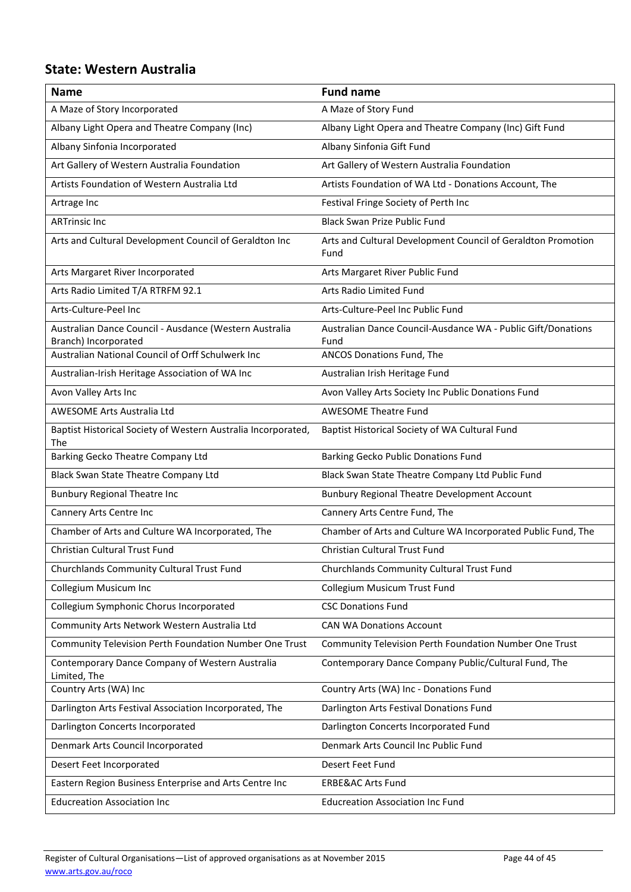## State: Western Australia

| Name | Fund name |
|---|---|
| A Maze of Story Incorporated | A Maze of Story Fund |
| Albany Light Opera and Theatre Company (Inc) | Albany Light Opera and Theatre Company (Inc) Gift Fund |
| Albany Sinfonia Incorporated | Albany Sinfonia Gift Fund |
| Art Gallery of Western Australia Foundation | Art Gallery of Western Australia Foundation |
| Artists Foundation of Western Australia Ltd | Artists Foundation of WA Ltd - Donations Account, The |
| Artrage Inc | Festival Fringe Society of Perth Inc |
| ARTrinsic Inc | Black Swan Prize Public Fund |
| Arts and Cultural Development Council of Geraldton Inc | Arts and Cultural Development Council of Geraldton Promotion Fund |
| Arts Margaret River Incorporated | Arts Margaret River Public Fund |
| Arts Radio Limited T/A RTRFM 92.1 | Arts Radio Limited Fund |
| Arts-Culture-Peel Inc | Arts-Culture-Peel Inc Public Fund |
| Australian Dance Council - Ausdance (Western Australia Branch) Incorporated | Australian Dance Council-Ausdance WA - Public Gift/Donations Fund |
| Australian National Council of Orff Schulwerk Inc | ANCOS Donations Fund, The |
| Australian-Irish Heritage Association of WA Inc | Australian Irish Heritage Fund |
| Avon Valley Arts Inc | Avon Valley Arts Society Inc Public Donations Fund |
| AWESOME Arts Australia Ltd | AWESOME Theatre Fund |
| Baptist Historical Society of Western Australia Incorporated, The | Baptist Historical Society of WA Cultural Fund |
| Barking Gecko Theatre Company Ltd | Barking Gecko Public Donations Fund |
| Black Swan State Theatre Company Ltd | Black Swan State Theatre Company Ltd Public Fund |
| Bunbury Regional Theatre Inc | Bunbury Regional Theatre Development Account |
| Cannery Arts Centre Inc | Cannery Arts Centre Fund, The |
| Chamber of Arts and Culture WA Incorporated, The | Chamber of Arts and Culture WA Incorporated Public Fund, The |
| Christian Cultural Trust Fund | Christian Cultural Trust Fund |
| Churchlands Community Cultural Trust Fund | Churchlands Community Cultural Trust Fund |
| Collegium Musicum Inc | Collegium Musicum Trust Fund |
| Collegium Symphonic Chorus Incorporated | CSC Donations Fund |
| Community Arts Network Western Australia Ltd | CAN WA Donations Account |
| Community Television Perth Foundation Number One Trust | Community Television Perth Foundation Number One Trust |
| Contemporary Dance Company of Western Australia Limited, The | Contemporary Dance Company Public/Cultural Fund, The |
| Country Arts (WA) Inc | Country Arts (WA) Inc - Donations Fund |
| Darlington Arts Festival Association Incorporated, The | Darlington Arts Festival Donations Fund |
| Darlington Concerts Incorporated | Darlington Concerts Incorporated Fund |
| Denmark Arts Council Incorporated | Denmark Arts Council Inc Public Fund |
| Desert Feet Incorporated | Desert Feet Fund |
| Eastern Region Business Enterprise and Arts Centre Inc | ERBE&AC Arts Fund |
| Educreation Association Inc | Educreation Association Inc Fund |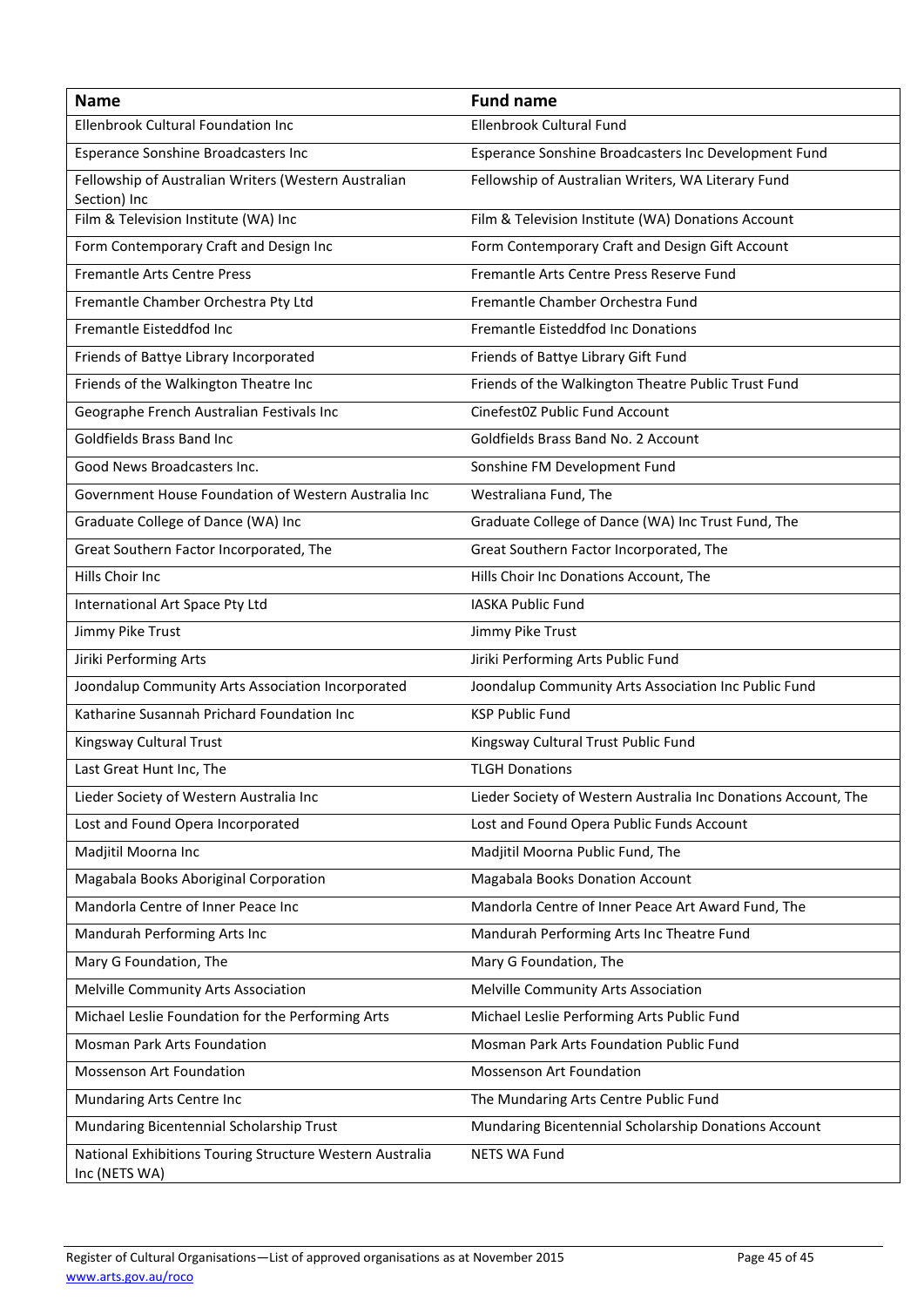| Name | Fund name |
|---|---|
| Ellenbrook Cultural Foundation Inc | Ellenbrook Cultural Fund |
| Esperance Sonshine Broadcasters Inc | Esperance Sonshine Broadcasters Inc Development Fund |
| Fellowship of Australian Writers (Western Australian Section) Inc | Fellowship of Australian Writers, WA Literary Fund |
| Film & Television Institute (WA) Inc | Film & Television Institute (WA) Donations Account |
| Form Contemporary Craft and Design Inc | Form Contemporary Craft and Design Gift Account |
| Fremantle Arts Centre Press | Fremantle Arts Centre Press Reserve Fund |
| Fremantle Chamber Orchestra Pty Ltd | Fremantle Chamber Orchestra Fund |
| Fremantle Eisteddfod Inc | Fremantle Eisteddfod Inc Donations |
| Friends of Battye Library Incorporated | Friends of Battye Library Gift Fund |
| Friends of the Walkington Theatre Inc | Friends of the Walkington Theatre Public Trust Fund |
| Geographe French Australian Festivals Inc | Cinefest0Z Public Fund Account |
| Goldfields Brass Band Inc | Goldfields Brass Band No. 2 Account |
| Good News Broadcasters Inc. | Sonshine FM Development Fund |
| Government House Foundation of Western Australia Inc | Westraliana Fund, The |
| Graduate College of Dance (WA) Inc | Graduate College of Dance (WA) Inc Trust Fund, The |
| Great Southern Factor Incorporated, The | Great Southern Factor Incorporated, The |
| Hills Choir Inc | Hills Choir Inc Donations Account, The |
| International Art Space Pty Ltd | IASKA Public Fund |
| Jimmy Pike Trust | Jimmy Pike Trust |
| Jiriki Performing Arts | Jiriki Performing Arts Public Fund |
| Joondalup Community Arts Association Incorporated | Joondalup Community Arts Association Inc Public Fund |
| Katharine Susannah Prichard Foundation Inc | KSP Public Fund |
| Kingsway Cultural Trust | Kingsway Cultural Trust Public Fund |
| Last Great Hunt Inc, The | TLGH Donations |
| Lieder Society of Western Australia Inc | Lieder Society of Western Australia Inc Donations Account, The |
| Lost and Found Opera Incorporated | Lost and Found Opera Public Funds Account |
| Madjitil Moorna Inc | Madjitil Moorna Public Fund, The |
| Magabala Books Aboriginal Corporation | Magabala Books Donation Account |
| Mandorla Centre of Inner Peace Inc | Mandorla Centre of Inner Peace Art Award Fund, The |
| Mandurah Performing Arts Inc | Mandurah Performing Arts Inc Theatre Fund |
| Mary G Foundation, The | Mary G Foundation, The |
| Melville Community Arts Association | Melville Community Arts Association |
| Michael Leslie Foundation for the Performing Arts | Michael Leslie Performing Arts Public Fund |
| Mosman Park Arts Foundation | Mosman Park Arts Foundation Public Fund |
| Mossenson Art Foundation | Mossenson Art Foundation |
| Mundaring Arts Centre Inc | The Mundaring Arts Centre Public Fund |
| Mundaring Bicentennial Scholarship Trust | Mundaring Bicentennial Scholarship Donations Account |
| National Exhibitions Touring Structure Western Australia Inc (NETS WA) | NETS WA Fund |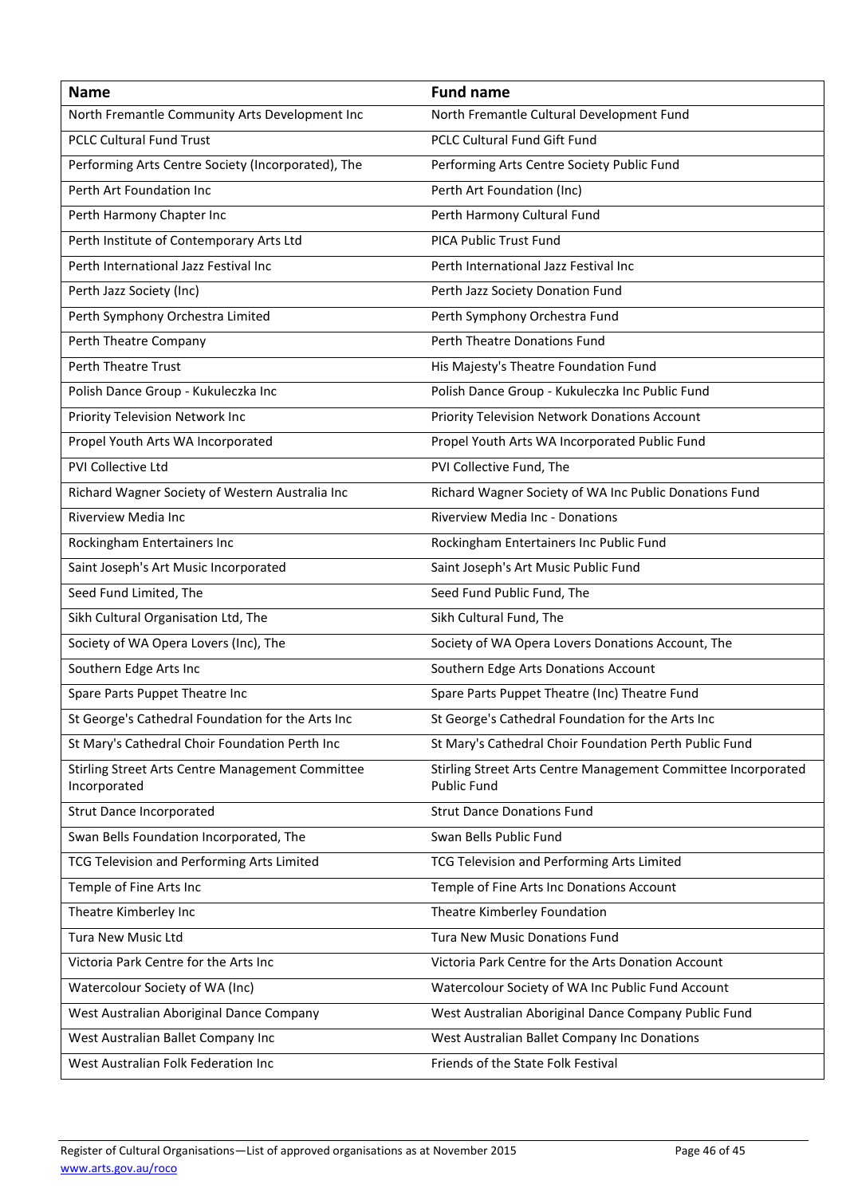| Name | Fund name |
|---|---|
| North Fremantle Community Arts Development Inc | North Fremantle Cultural Development Fund |
| PCLC Cultural Fund Trust | PCLC Cultural Fund Gift Fund |
| Performing Arts Centre Society (Incorporated), The | Performing Arts Centre Society Public Fund |
| Perth Art Foundation Inc | Perth Art Foundation (Inc) |
| Perth Harmony Chapter Inc | Perth Harmony Cultural Fund |
| Perth Institute of Contemporary Arts Ltd | PICA Public Trust Fund |
| Perth International Jazz Festival Inc | Perth International Jazz Festival Inc |
| Perth Jazz Society (Inc) | Perth Jazz Society Donation Fund |
| Perth Symphony Orchestra Limited | Perth Symphony Orchestra Fund |
| Perth Theatre Company | Perth Theatre Donations Fund |
| Perth Theatre Trust | His Majesty's Theatre Foundation Fund |
| Polish Dance Group - Kukuleczka Inc | Polish Dance Group - Kukuleczka Inc Public Fund |
| Priority Television Network Inc | Priority Television Network Donations Account |
| Propel Youth Arts WA Incorporated | Propel Youth Arts WA Incorporated Public Fund |
| PVI Collective Ltd | PVI Collective Fund, The |
| Richard Wagner Society of Western Australia Inc | Richard Wagner Society of WA Inc Public Donations Fund |
| Riverview Media Inc | Riverview Media Inc - Donations |
| Rockingham Entertainers Inc | Rockingham Entertainers Inc Public Fund |
| Saint Joseph's Art Music Incorporated | Saint Joseph's Art Music Public Fund |
| Seed Fund Limited, The | Seed Fund Public Fund, The |
| Sikh Cultural Organisation Ltd, The | Sikh Cultural Fund, The |
| Society of WA Opera Lovers (Inc), The | Society of WA Opera Lovers Donations Account, The |
| Southern Edge Arts Inc | Southern Edge Arts Donations Account |
| Spare Parts Puppet Theatre Inc | Spare Parts Puppet Theatre (Inc) Theatre Fund |
| St George's Cathedral Foundation for the Arts Inc | St George's Cathedral Foundation for the Arts Inc |
| St Mary's Cathedral Choir Foundation Perth Inc | St Mary's Cathedral Choir Foundation Perth Public Fund |
| Stirling Street Arts Centre Management Committee Incorporated | Stirling Street Arts Centre Management Committee Incorporated Public Fund |
| Strut Dance Incorporated | Strut Dance Donations Fund |
| Swan Bells Foundation Incorporated, The | Swan Bells Public Fund |
| TCG Television and Performing Arts Limited | TCG Television and Performing Arts Limited |
| Temple of Fine Arts Inc | Temple of Fine Arts Inc Donations Account |
| Theatre Kimberley Inc | Theatre Kimberley Foundation |
| Tura New Music Ltd | Tura New Music Donations Fund |
| Victoria Park Centre for the Arts Inc | Victoria Park Centre for the Arts Donation Account |
| Watercolour Society of WA (Inc) | Watercolour Society of WA Inc Public Fund Account |
| West Australian Aboriginal Dance Company | West Australian Aboriginal Dance Company Public Fund |
| West Australian Ballet Company Inc | West Australian Ballet Company Inc Donations |
| West Australian Folk Federation Inc | Friends of the State Folk Festival |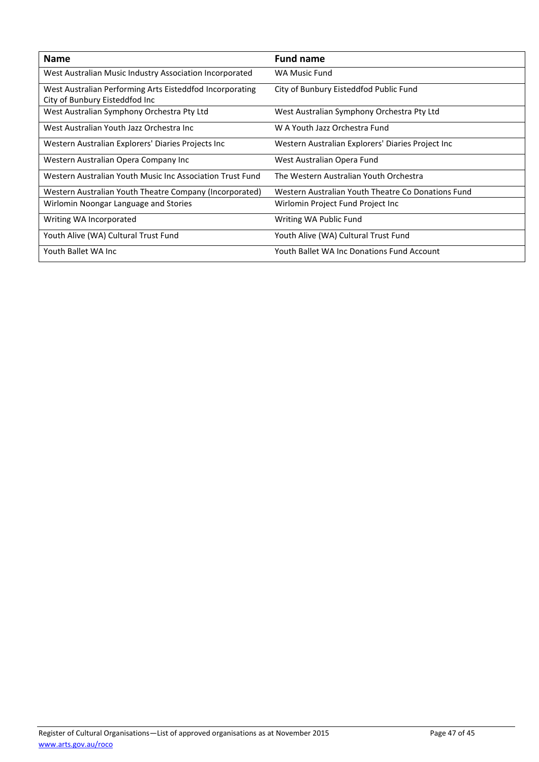| Name | Fund name |
| --- | --- |
| West Australian Music Industry Association Incorporated | WA Music Fund |
| West Australian Performing Arts Eisteddfod Incorporating City of Bunbury Eisteddfod Inc | City of Bunbury Eisteddfod Public Fund |
| West Australian Symphony Orchestra Pty Ltd | West Australian Symphony Orchestra Pty Ltd |
| West Australian Youth Jazz Orchestra Inc | W A Youth Jazz Orchestra Fund |
| Western Australian Explorers' Diaries Projects Inc | Western Australian Explorers' Diaries Project Inc |
| Western Australian Opera Company Inc | West Australian Opera Fund |
| Western Australian Youth Music Inc Association Trust Fund | The Western Australian Youth Orchestra |
| Western Australian Youth Theatre Company (Incorporated) | Western Australian Youth Theatre Co Donations Fund |
| Wirlomin Noongar Language and Stories | Wirlomin Project Fund Project Inc |
| Writing WA Incorporated | Writing WA Public Fund |
| Youth Alive (WA) Cultural Trust Fund | Youth Alive (WA) Cultural Trust Fund |
| Youth Ballet WA Inc | Youth Ballet WA Inc Donations Fund Account |